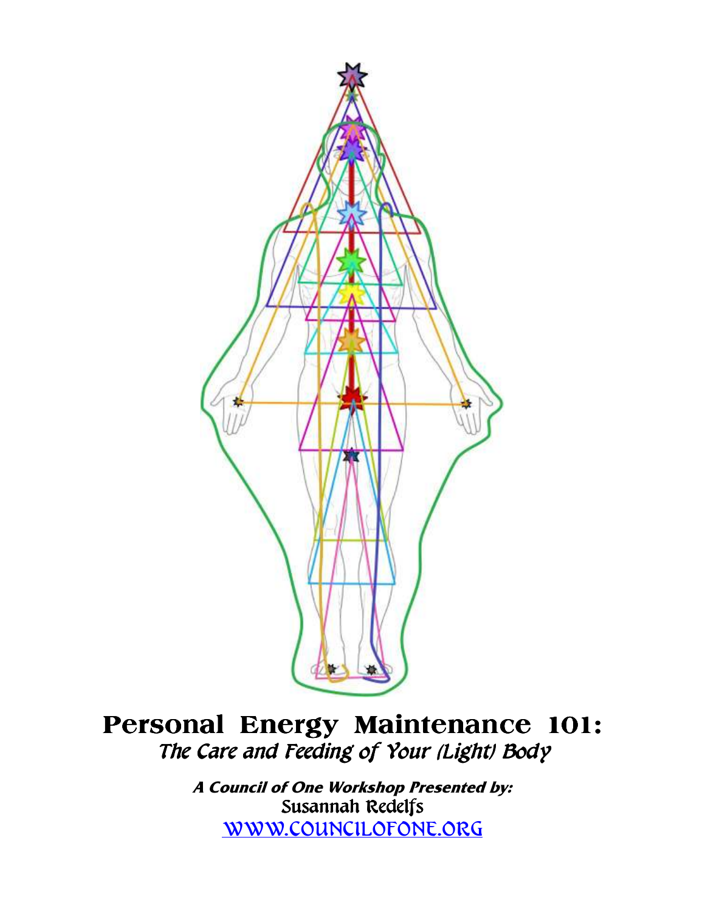# Personal Energy Maintenance 101:

*The Care and Feeding of Your (Light) Body*

***A Council of One Workshop Presented by:***

Susannah Redelfs

[WWW.COUNCILOFONE.ORG](http://www.councilofone.org)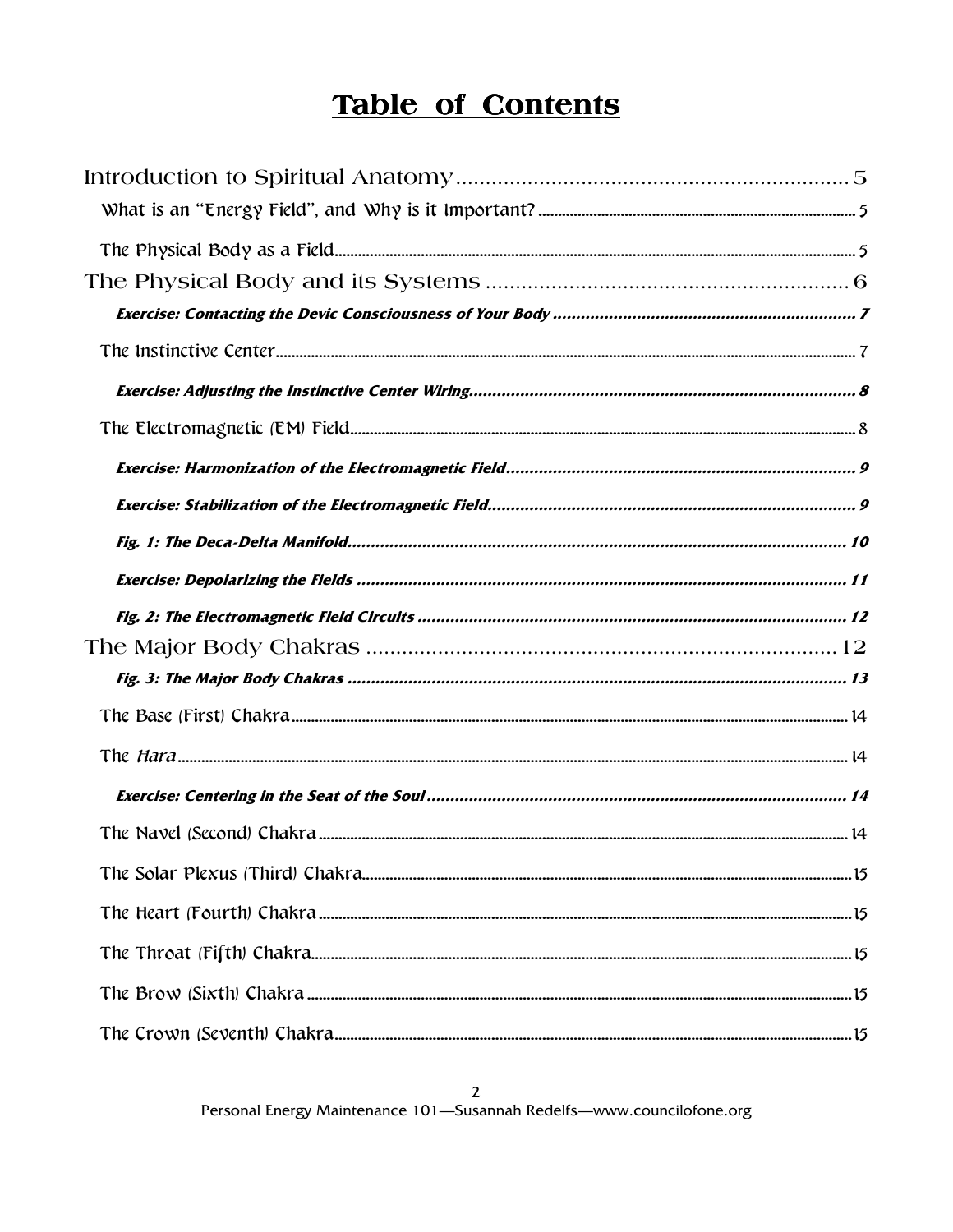# Table of Contents

Introduction to Spiritual Anatomy 5

What is an "Energy Field", and Why is it Important? 5

The Physical Body as a Field 5

The Physical Body and its Systems 6

***Exercise: Contacting the Devic Consciousness of Your Body*** 7

The Instinctive Center 7

***Exercise: Adjusting the Instinctive Center Wiring*** 8

The Electromagnetic (EM) Field 8

***Exercise: Harmonization of the Electromagnetic Field*** 9

***Exercise: Stabilization of the Electromagnetic Field*** 9

***Fig. 1: The Deca-Delta Manifold*** 10

***Exercise: Depolarizing the Fields*** 11

***Fig. 2: The Electromagnetic Field Circuits*** 12

The Major Body Chakras 12

***Fig. 3: The Major Body Chakras*** 13

The Base (First) Chakra 14

The *Hara* 14

***Exercise: Centering in the Seat of the Soul*** 14

The Navel (Second) Chakra 14

The Solar Plexus (Third) Chakra 15

The Heart (Fourth) Chakra 15

The Throat (Fifth) Chakra 15

The Brow (Sixth) Chakra 15

The Crown (Seventh) Chakra 15

Personal Energy Maintenance 101—Susannah Redelfs—www.councilofone.org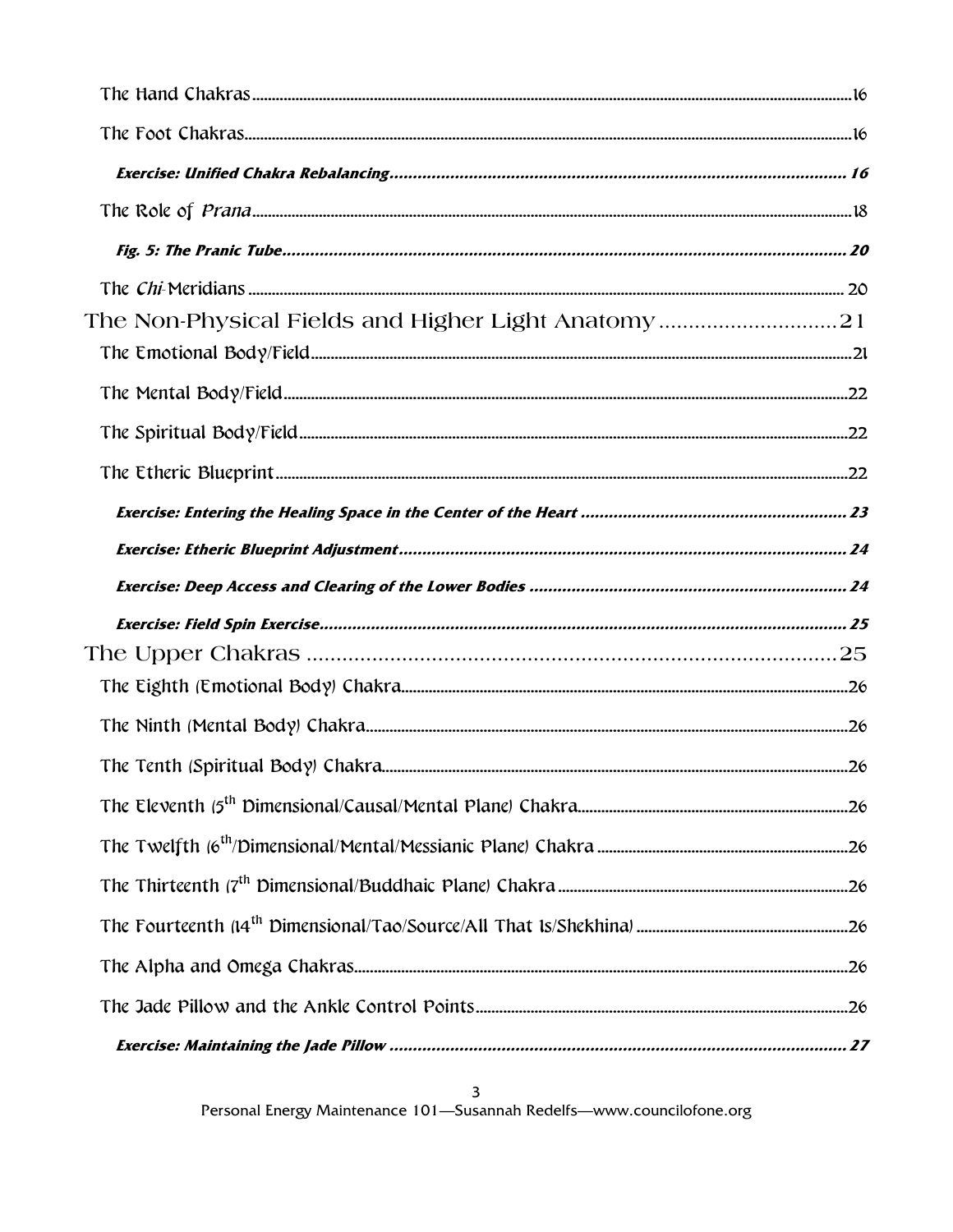The Hand Chakras ....................16

The Foot Chakras ....................16

***Exercise: Unified Chakra Rebalancing ....................16***

The Role of *Prana* ....................18

***Fig. 5: The Pranic Tube ....................20***

The *Chi*-Meridians ....................20

The Non-Physical Fields and Higher Light Anatomy ....................21

The Emotional Body/Field ....................21

The Mental Body/Field ....................22

The Spiritual Body/Field ....................22

The Etheric Blueprint ....................22

***Exercise: Entering the Healing Space in the Center of the Heart ....................23***

***Exercise: Etheric Blueprint Adjustment ....................24***

***Exercise: Deep Access and Clearing of the Lower Bodies ....................24***

***Exercise: Field Spin Exercise ....................25***

The Upper Chakras ....................25

The Eighth (Emotional Body) Chakra ....................26

The Ninth (Mental Body) Chakra ....................26

The Tenth (Spiritual Body) Chakra ....................26

The Eleventh ($5^{th}$ Dimensional/Causal/Mental Plane) Chakra ....................26

The Twelfth ($6^{th}$/Dimensional/Mental/Messianic Plane) Chakra ....................26

The Thirteenth ($7^{th}$ Dimensional/Buddhaic Plane) Chakra ....................26

The Fourteenth ($14^{th}$ Dimensional/Tao/Source/All That Is/Shekhina) ....................26

The Alpha and Omega Chakras ....................26

The Jade Pillow and the Ankle Control Points ....................26

***Exercise: Maintaining the Jade Pillow ....................27***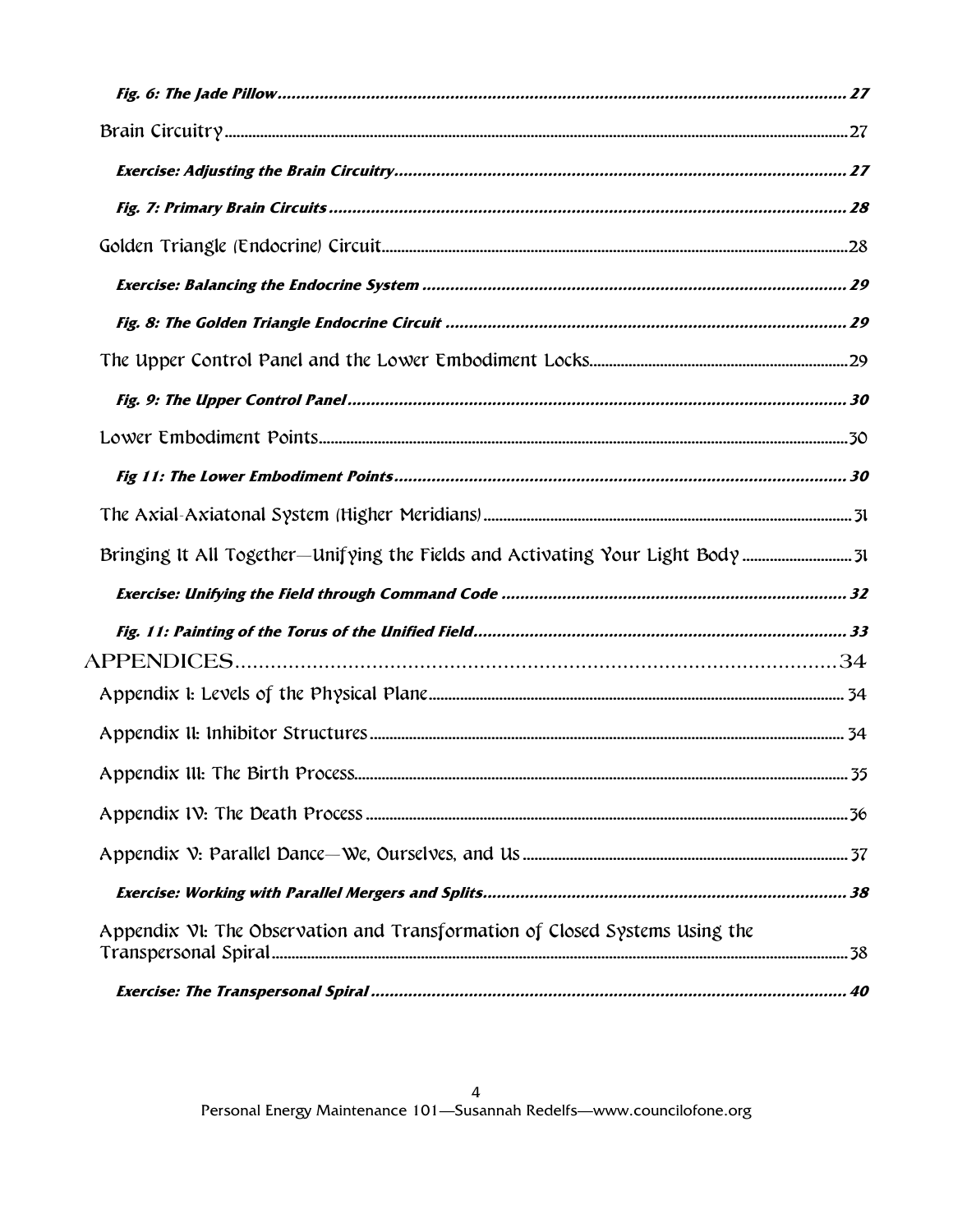*Fig. 6: The Jade Pillow* ........................................................................ 27

Brain Circuitry ........................................................................ 27

*Exercise: Adjusting the Brain Circuitry* ........................................................................ 27

*Fig. 7: Primary Brain Circuits* ........................................................................ 28

Golden Triangle (Endocrine) Circuit ........................................................................ 28

*Exercise: Balancing the Endocrine System* ........................................................................ 29

*Fig. 8: The Golden Triangle Endocrine Circuit* ........................................................................ 29

The Upper Control Panel and the Lower Embodiment Locks ........................................................................ 29

*Fig. 9: The Upper Control Panel* ........................................................................ 30

Lower Embodiment Points ........................................................................ 30

*Fig 11: The Lower Embodiment Points* ........................................................................ 30

The Axial-Axiatonal System (Higher Meridians) ........................................................................ 31

Bringing It All Together—Unifying the Fields and Activating Your Light Body ........................................................................ 31

*Exercise: Unifying the Field through Command Code* ........................................................................ 32

*Fig. 11: Painting of the Torus of the Unified Field* ........................................................................ 33

APPENDICES ........................................................................ 34

Appendix I: Levels of the Physical Plane ........................................................................ 34

Appendix II: Inhibitor Structures ........................................................................ 34

Appendix III: The Birth Process ........................................................................ 35

Appendix IV: The Death Process ........................................................................ 36

Appendix V: Parallel Dance—We, Ourselves, and Us ........................................................................ 37

*Exercise: Working with Parallel Mergers and Splits* ........................................................................ 38

Appendix VI: The Observation and Transformation of Closed Systems Using the Transpersonal Spiral ........................................................................ 38

*Exercise: The Transpersonal Spiral* ........................................................................ 40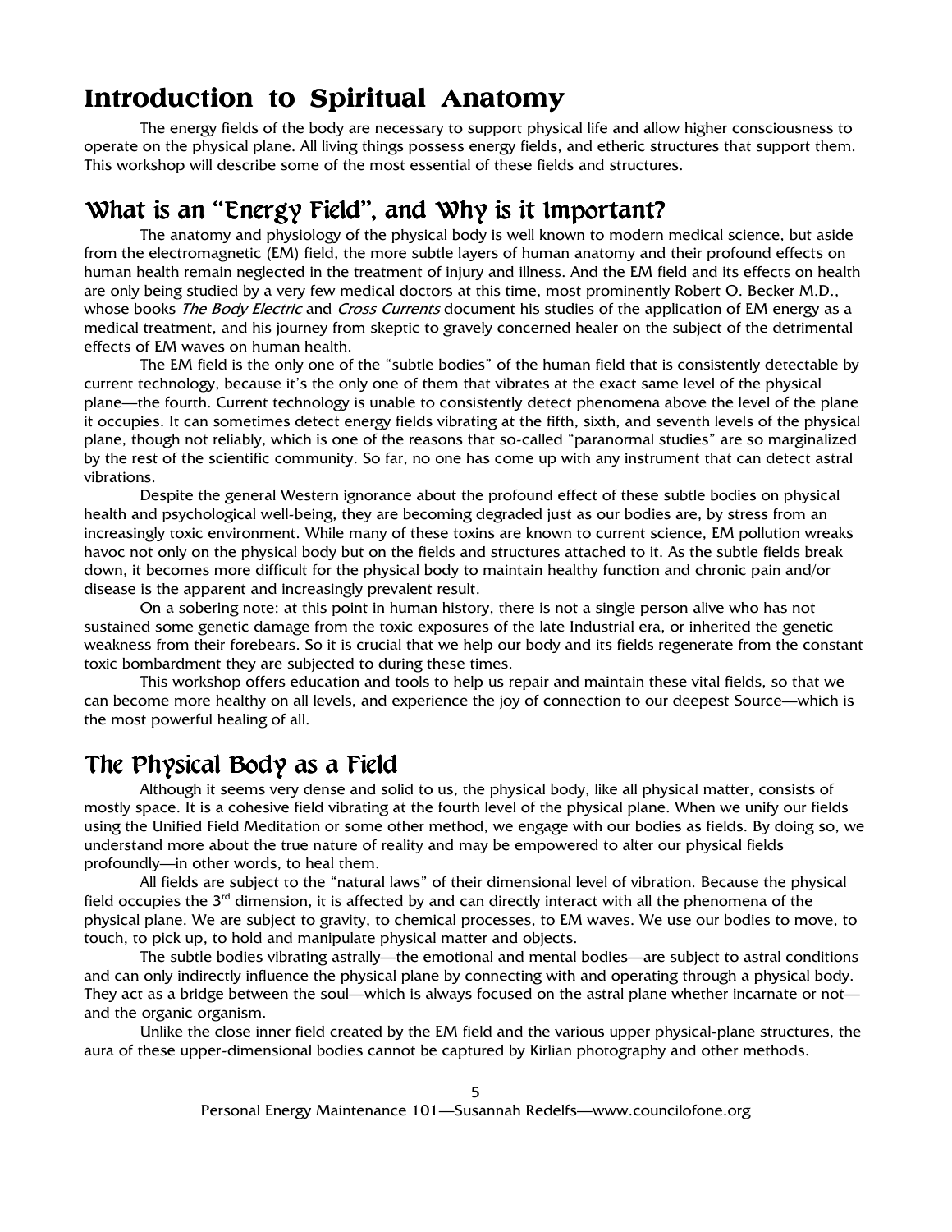# Introduction to Spiritual Anatomy

The energy fields of the body are necessary to support physical life and allow higher consciousness to operate on the physical plane. All living things possess energy fields, and etheric structures that support them. This workshop will describe some of the most essential of these fields and structures.

## What is an "Energy Field", and Why is it Important?

The anatomy and physiology of the physical body is well known to modern medical science, but aside from the electromagnetic (EM) field, the more subtle layers of human anatomy and their profound effects on human health remain neglected in the treatment of injury and illness. And the EM field and its effects on health are only being studied by a very few medical doctors at this time, most prominently Robert O. Becker M.D., whose books *The Body Electric* and *Cross Currents* document his studies of the application of EM energy as a medical treatment, and his journey from skeptic to gravely concerned healer on the subject of the detrimental effects of EM waves on human health.

The EM field is the only one of the "subtle bodies" of the human field that is consistently detectable by current technology, because it's the only one of them that vibrates at the exact same level of the physical plane—the fourth. Current technology is unable to consistently detect phenomena above the level of the plane it occupies. It can sometimes detect energy fields vibrating at the fifth, sixth, and seventh levels of the physical plane, though not reliably, which is one of the reasons that so-called "paranormal studies" are so marginalized by the rest of the scientific community. So far, no one has come up with any instrument that can detect astral vibrations.

Despite the general Western ignorance about the profound effect of these subtle bodies on physical health and psychological well-being, they are becoming degraded just as our bodies are, by stress from an increasingly toxic environment. While many of these toxins are known to current science, EM pollution wreaks havoc not only on the physical body but on the fields and structures attached to it. As the subtle fields break down, it becomes more difficult for the physical body to maintain healthy function and chronic pain and/or disease is the apparent and increasingly prevalent result.

On a sobering note: at this point in human history, there is not a single person alive who has not sustained some genetic damage from the toxic exposures of the late Industrial era, or inherited the genetic weakness from their forebears. So it is crucial that we help our body and its fields regenerate from the constant toxic bombardment they are subjected to during these times.

This workshop offers education and tools to help us repair and maintain these vital fields, so that we can become more healthy on all levels, and experience the joy of connection to our deepest Source—which is the most powerful healing of all.

## The Physical Body as a Field

Although it seems very dense and solid to us, the physical body, like all physical matter, consists of mostly space. It is a cohesive field vibrating at the fourth level of the physical plane. When we unify our fields using the Unified Field Meditation or some other method, we engage with our bodies as fields. By doing so, we understand more about the true nature of reality and may be empowered to alter our physical fields profoundly—in other words, to heal them.

All fields are subject to the "natural laws" of their dimensional level of vibration. Because the physical field occupies the 3rd dimension, it is affected by and can directly interact with all the phenomena of the physical plane. We are subject to gravity, to chemical processes, to EM waves. We use our bodies to move, to touch, to pick up, to hold and manipulate physical matter and objects.

The subtle bodies vibrating astrally—the emotional and mental bodies—are subject to astral conditions and can only indirectly influence the physical plane by connecting with and operating through a physical body. They act as a bridge between the soul—which is always focused on the astral plane whether incarnate or not—and the organic organism.

Unlike the close inner field created by the EM field and the various upper physical-plane structures, the aura of these upper-dimensional bodies cannot be captured by Kirlian photography and other methods.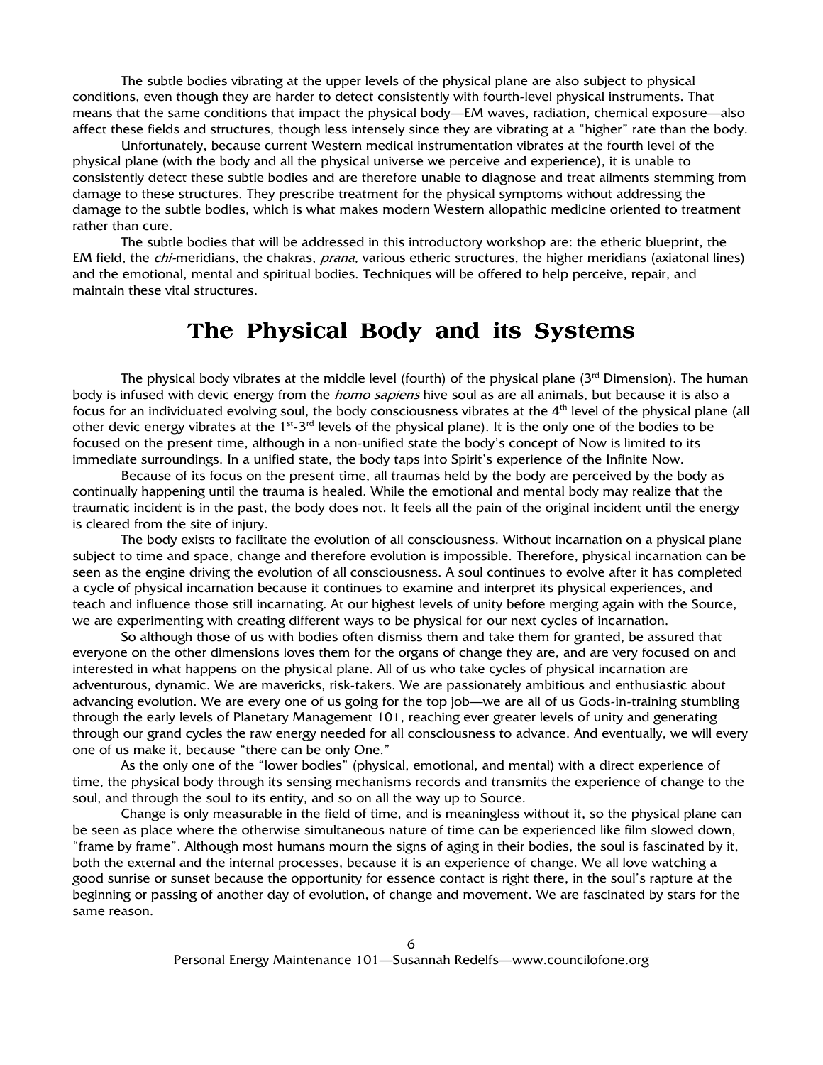The subtle bodies vibrating at the upper levels of the physical plane are also subject to physical conditions, even though they are harder to detect consistently with fourth-level physical instruments. That means that the same conditions that impact the physical body—EM waves, radiation, chemical exposure—also affect these fields and structures, though less intensely since they are vibrating at a "higher" rate than the body.

Unfortunately, because current Western medical instrumentation vibrates at the fourth level of the physical plane (with the body and all the physical universe we perceive and experience), it is unable to consistently detect these subtle bodies and are therefore unable to diagnose and treat ailments stemming from damage to these structures. They prescribe treatment for the physical symptoms without addressing the damage to the subtle bodies, which is what makes modern Western allopathic medicine oriented to treatment rather than cure.

The subtle bodies that will be addressed in this introductory workshop are: the etheric blueprint, the EM field, the *chi*-meridians, the chakras, *prana,* various etheric structures, the higher meridians (axiatonal lines) and the emotional, mental and spiritual bodies. Techniques will be offered to help perceive, repair, and maintain these vital structures.

# The Physical Body and its Systems

The physical body vibrates at the middle level (fourth) of the physical plane (3rd Dimension). The human body is infused with devic energy from the *homo sapiens* hive soul as are all animals, but because it is also a focus for an individuated evolving soul, the body consciousness vibrates at the 4th level of the physical plane (all other devic energy vibrates at the 1st-3rd levels of the physical plane). It is the only one of the bodies to be focused on the present time, although in a non-unified state the body's concept of Now is limited to its immediate surroundings. In a unified state, the body taps into Spirit's experience of the Infinite Now.

Because of its focus on the present time, all traumas held by the body are perceived by the body as continually happening until the trauma is healed. While the emotional and mental body may realize that the traumatic incident is in the past, the body does not. It feels all the pain of the original incident until the energy is cleared from the site of injury.

The body exists to facilitate the evolution of all consciousness. Without incarnation on a physical plane subject to time and space, change and therefore evolution is impossible. Therefore, physical incarnation can be seen as the engine driving the evolution of all consciousness. A soul continues to evolve after it has completed a cycle of physical incarnation because it continues to examine and interpret its physical experiences, and teach and influence those still incarnating. At our highest levels of unity before merging again with the Source, we are experimenting with creating different ways to be physical for our next cycles of incarnation.

So although those of us with bodies often dismiss them and take them for granted, be assured that everyone on the other dimensions loves them for the organs of change they are, and are very focused on and interested in what happens on the physical plane. All of us who take cycles of physical incarnation are adventurous, dynamic. We are mavericks, risk-takers. We are passionately ambitious and enthusiastic about advancing evolution. We are every one of us going for the top job—we are all of us Gods-in-training stumbling through the early levels of Planetary Management 101, reaching ever greater levels of unity and generating through our grand cycles the raw energy needed for all consciousness to advance. And eventually, we will every one of us make it, because "there can be only One."

As the only one of the "lower bodies" (physical, emotional, and mental) with a direct experience of time, the physical body through its sensing mechanisms records and transmits the experience of change to the soul, and through the soul to its entity, and so on all the way up to Source.

Change is only measurable in the field of time, and is meaningless without it, so the physical plane can be seen as place where the otherwise simultaneous nature of time can be experienced like film slowed down, "frame by frame". Although most humans mourn the signs of aging in their bodies, the soul is fascinated by it, both the external and the internal processes, because it is an experience of change. We all love watching a good sunrise or sunset because the opportunity for essence contact is right there, in the soul's rapture at the beginning or passing of another day of evolution, of change and movement. We are fascinated by stars for the same reason.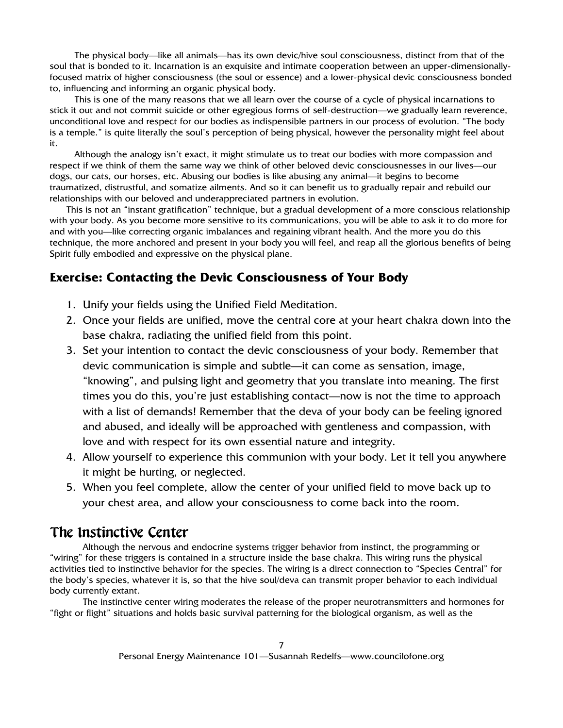The physical body—like all animals—has its own devic/hive soul consciousness, distinct from that of the soul that is bonded to it. Incarnation is an exquisite and intimate cooperation between an upper-dimensionally-focused matrix of higher consciousness (the soul or essence) and a lower-physical devic consciousness bonded to, influencing and informing an organic physical body.

This is one of the many reasons that we all learn over the course of a cycle of physical incarnations to stick it out and not commit suicide or other egregious forms of self-destruction—we gradually learn reverence, unconditional love and respect for our bodies as indispensible partners in our process of evolution. "The body is a temple." is quite literally the soul's perception of being physical, however the personality might feel about it.

Although the analogy isn't exact, it might stimulate us to treat our bodies with more compassion and respect if we think of them the same way we think of other beloved devic consciousnesses in our lives—our dogs, our cats, our horses, etc. Abusing our bodies is like abusing any animal—it begins to become traumatized, distrustful, and somatize ailments. And so it can benefit us to gradually repair and rebuild our relationships with our beloved and underappreciated partners in evolution.

This is not an "instant gratification" technique, but a gradual development of a more conscious relationship with your body. As you become more sensitive to its communications, you will be able to ask it to do more for and with you—like correcting organic imbalances and regaining vibrant health. And the more you do this technique, the more anchored and present in your body you will feel, and reap all the glorious benefits of being Spirit fully embodied and expressive on the physical plane.

### Exercise: Contacting the Devic Consciousness of Your Body

1. Unify your fields using the Unified Field Meditation.
2. Once your fields are unified, move the central core at your heart chakra down into the base chakra, radiating the unified field from this point.
3. Set your intention to contact the devic consciousness of your body. Remember that devic communication is simple and subtle—it can come as sensation, image, "knowing", and pulsing light and geometry that you translate into meaning. The first times you do this, you're just establishing contact—now is not the time to approach with a list of demands! Remember that the deva of your body can be feeling ignored and abused, and ideally will be approached with gentleness and compassion, with love and with respect for its own essential nature and integrity.
4. Allow yourself to experience this communion with your body. Let it tell you anywhere it might be hurting, or neglected.
5. When you feel complete, allow the center of your unified field to move back up to your chest area, and allow your consciousness to come back into the room.

## The Instinctive Center

Although the nervous and endocrine systems trigger behavior from instinct, the programming or "wiring" for these triggers is contained in a structure inside the base chakra. This wiring runs the physical activities tied to instinctive behavior for the species. The wiring is a direct connection to "Species Central" for the body's species, whatever it is, so that the hive soul/deva can transmit proper behavior to each individual body currently extant.

The instinctive center wiring moderates the release of the proper neurotransmitters and hormones for "fight or flight" situations and holds basic survival patterning for the biological organism, as well as the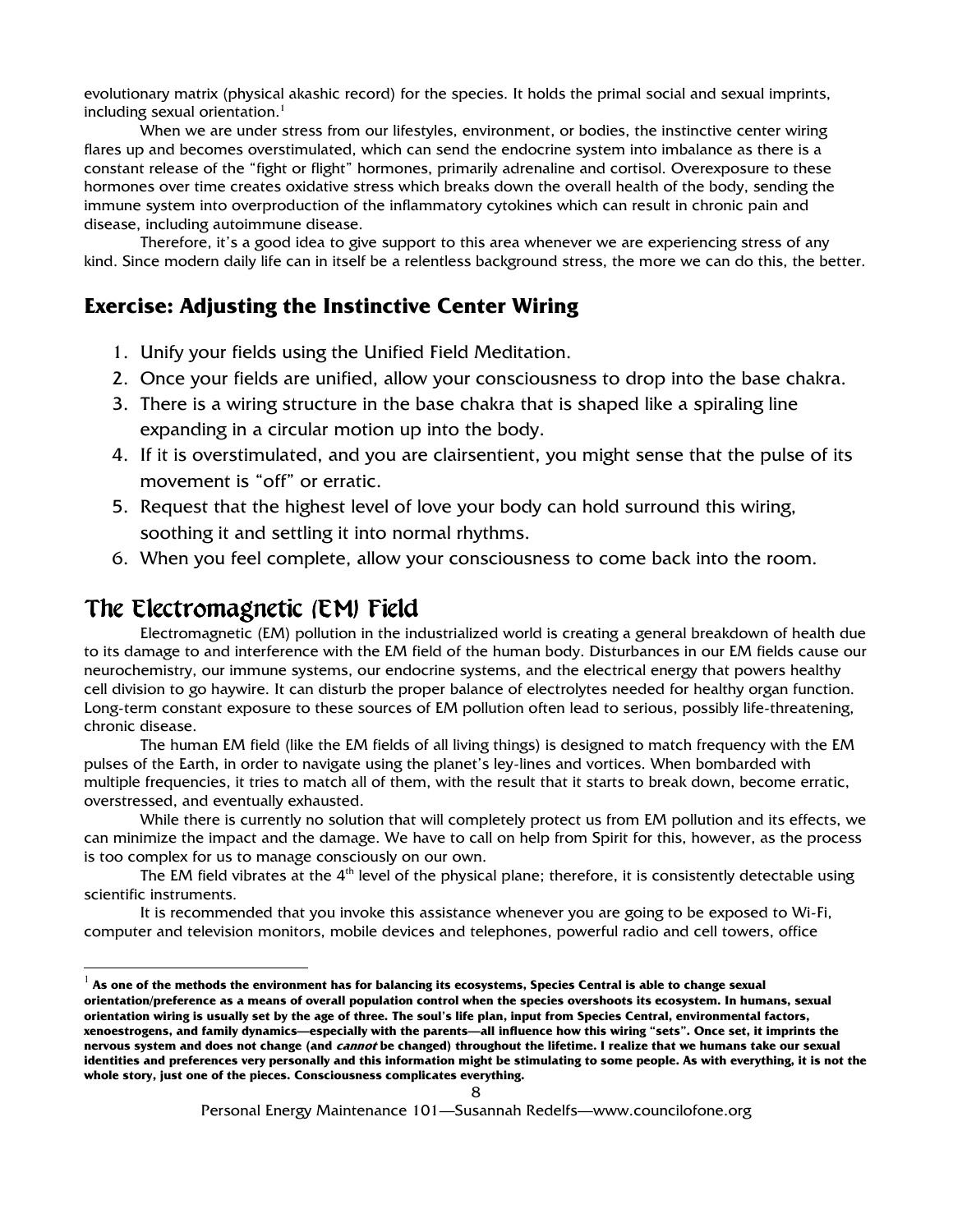evolutionary matrix (physical akashic record) for the species. It holds the primal social and sexual imprints, including sexual orientation.[1]

When we are under stress from our lifestyles, environment, or bodies, the instinctive center wiring flares up and becomes overstimulated, which can send the endocrine system into imbalance as there is a constant release of the "fight or flight" hormones, primarily adrenaline and cortisol. Overexposure to these hormones over time creates oxidative stress which breaks down the overall health of the body, sending the immune system into overproduction of the inflammatory cytokines which can result in chronic pain and disease, including autoimmune disease.

Therefore, it's a good idea to give support to this area whenever we are experiencing stress of any kind. Since modern daily life can in itself be a relentless background stress, the more we can do this, the better.

### Exercise: Adjusting the Instinctive Center Wiring

1. Unify your fields using the Unified Field Meditation.
2. Once your fields are unified, allow your consciousness to drop into the base chakra.
3. There is a wiring structure in the base chakra that is shaped like a spiraling line expanding in a circular motion up into the body.
4. If it is overstimulated, and you are clairsentient, you might sense that the pulse of its movement is "off" or erratic.
5. Request that the highest level of love your body can hold surround this wiring, soothing it and settling it into normal rhythms.
6. When you feel complete, allow your consciousness to come back into the room.

## The Electromagnetic (EM) Field

Electromagnetic (EM) pollution in the industrialized world is creating a general breakdown of health due to its damage to and interference with the EM field of the human body. Disturbances in our EM fields cause our neurochemistry, our immune systems, our endocrine systems, and the electrical energy that powers healthy cell division to go haywire. It can disturb the proper balance of electrolytes needed for healthy organ function. Long-term constant exposure to these sources of EM pollution often lead to serious, possibly life-threatening, chronic disease.

The human EM field (like the EM fields of all living things) is designed to match frequency with the EM pulses of the Earth, in order to navigate using the planet's ley-lines and vortices. When bombarded with multiple frequencies, it tries to match all of them, with the result that it starts to break down, become erratic, overstressed, and eventually exhausted.

While there is currently no solution that will completely protect us from EM pollution and its effects, we can minimize the impact and the damage. We have to call on help from Spirit for this, however, as the process is too complex for us to manage consciously on our own.

The EM field vibrates at the 4th level of the physical plane; therefore, it is consistently detectable using scientific instruments.

It is recommended that you invoke this assistance whenever you are going to be exposed to Wi-Fi, computer and television monitors, mobile devices and telephones, powerful radio and cell towers, office

---

[1] **As one of the methods the environment has for balancing its ecosystems, Species Central is able to change sexual orientation/preference as a means of overall population control when the species overshoots its ecosystem. In humans, sexual orientation wiring is usually set by the age of three. The soul's life plan, input from Species Central, environmental factors, xenoestrogens, and family dynamics—especially with the parents—all influence how this wiring "sets". Once set, it imprints the nervous system and does not change (and *cannot* be changed) throughout the lifetime. I realize that we humans take our sexual identities and preferences very personally and this information might be stimulating to some people. As with everything, it is not the whole story, just one of the pieces. Consciousness complicates everything.**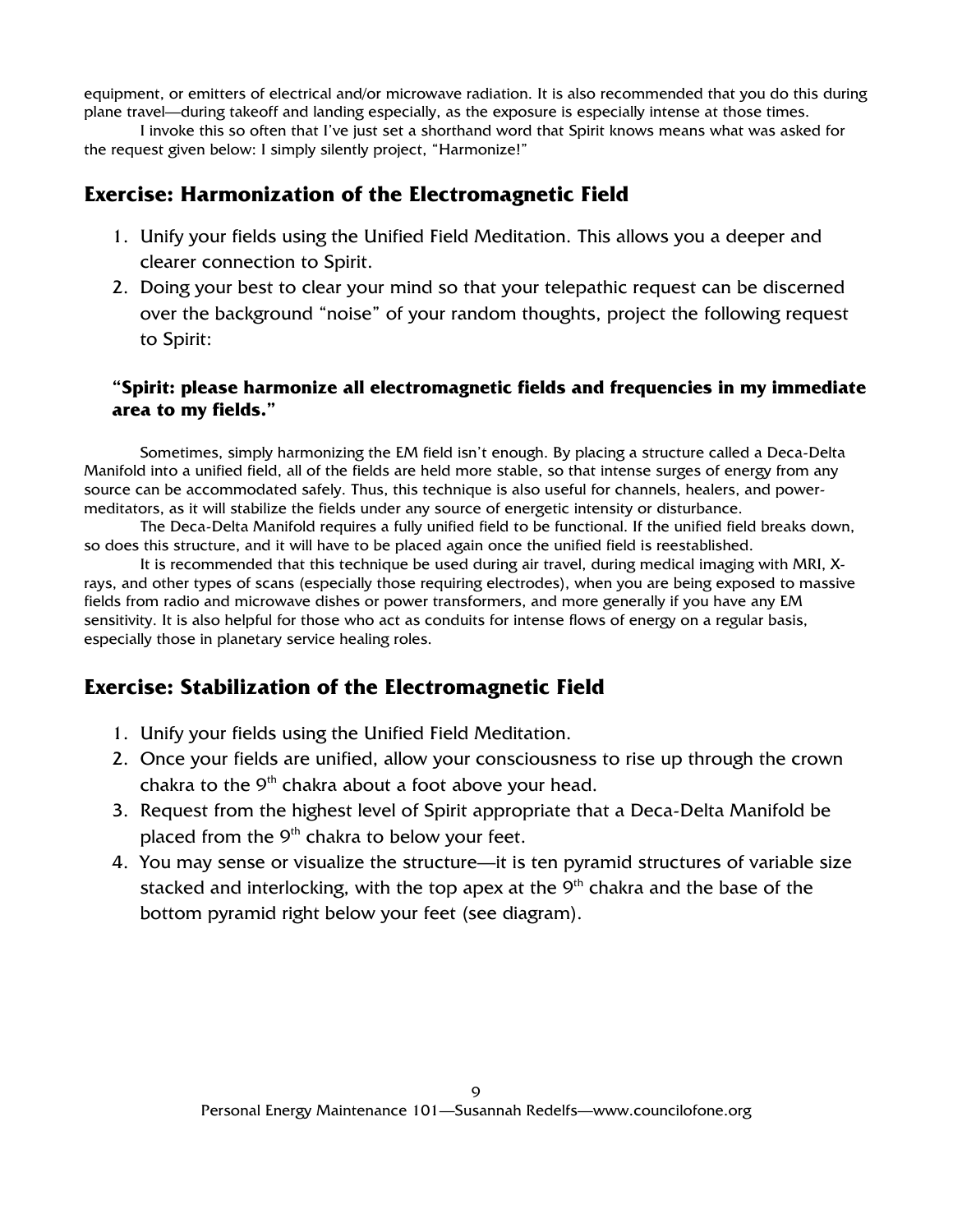equipment, or emitters of electrical and/or microwave radiation. It is also recommended that you do this during plane travel—during takeoff and landing especially, as the exposure is especially intense at those times.

I invoke this so often that I've just set a shorthand word that Spirit knows means what was asked for the request given below: I simply silently project, "Harmonize!"

## Exercise: Harmonization of the Electromagnetic Field

1. Unify your fields using the Unified Field Meditation. This allows you a deeper and clearer connection to Spirit.
2. Doing your best to clear your mind so that your telepathic request can be discerned over the background "noise" of your random thoughts, project the following request to Spirit:

**"Spirit: please harmonize all electromagnetic fields and frequencies in my immediate area to my fields."**

Sometimes, simply harmonizing the EM field isn't enough. By placing a structure called a Deca-Delta Manifold into a unified field, all of the fields are held more stable, so that intense surges of energy from any source can be accommodated safely. Thus, this technique is also useful for channels, healers, and power-meditators, as it will stabilize the fields under any source of energetic intensity or disturbance.

The Deca-Delta Manifold requires a fully unified field to be functional. If the unified field breaks down, so does this structure, and it will have to be placed again once the unified field is reestablished.

It is recommended that this technique be used during air travel, during medical imaging with MRI, X-rays, and other types of scans (especially those requiring electrodes), when you are being exposed to massive fields from radio and microwave dishes or power transformers, and more generally if you have any EM sensitivity. It is also helpful for those who act as conduits for intense flows of energy on a regular basis, especially those in planetary service healing roles.

## Exercise: Stabilization of the Electromagnetic Field

1. Unify your fields using the Unified Field Meditation.
2. Once your fields are unified, allow your consciousness to rise up through the crown chakra to the 9th chakra about a foot above your head.
3. Request from the highest level of Spirit appropriate that a Deca-Delta Manifold be placed from the 9th chakra to below your feet.
4. You may sense or visualize the structure—it is ten pyramid structures of variable size stacked and interlocking, with the top apex at the 9th chakra and the base of the bottom pyramid right below your feet (see diagram).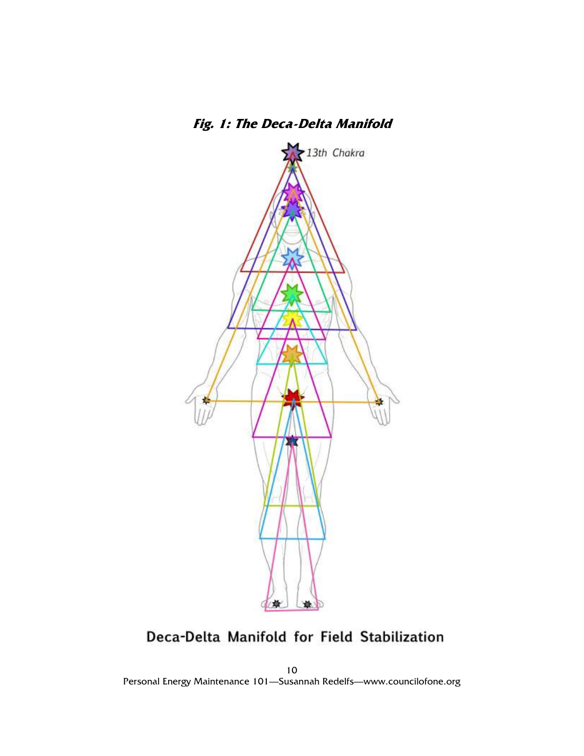***Fig. 1: The Deca-Delta Manifold***

Deca-Delta Manifold for Field Stabilization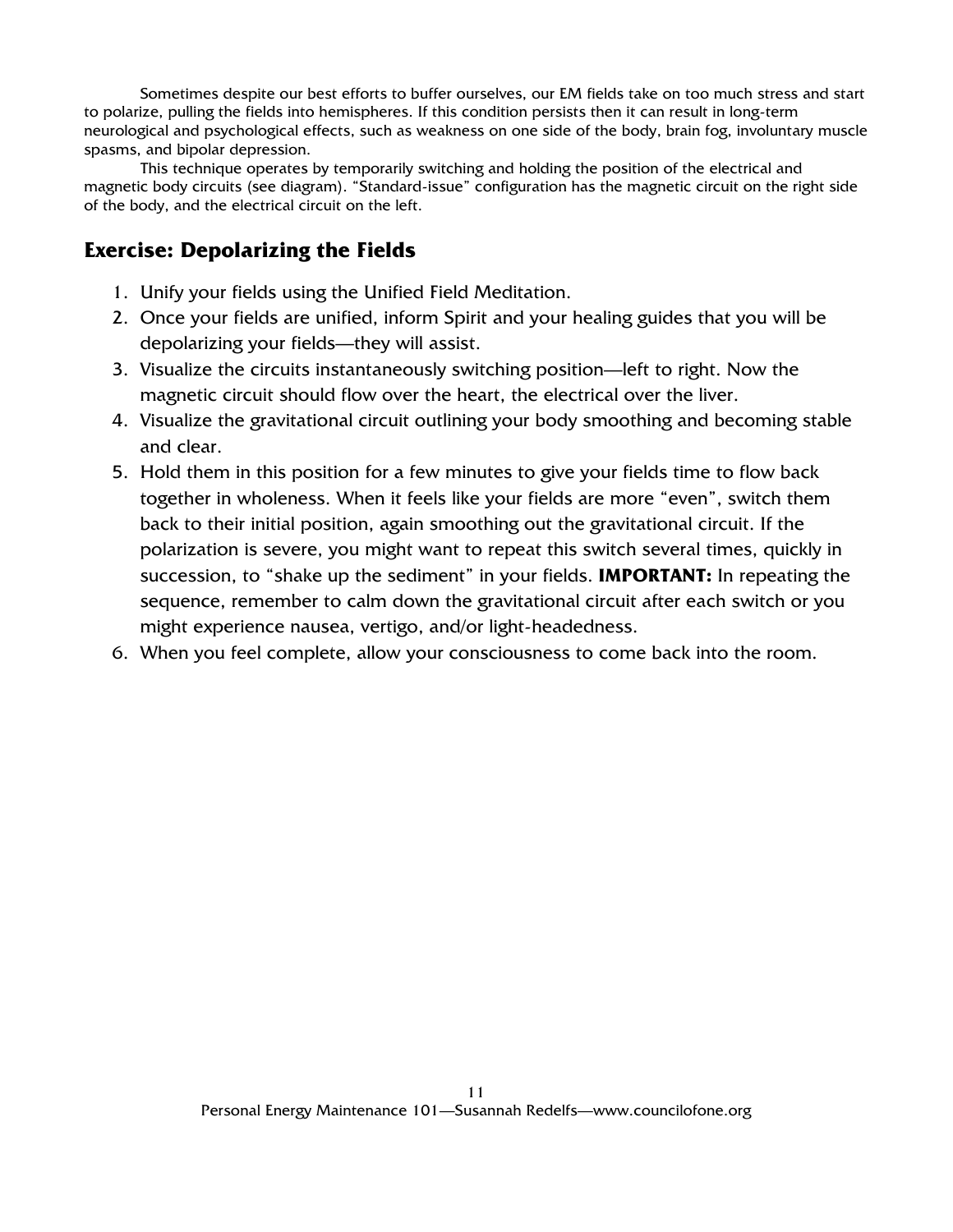Sometimes despite our best efforts to buffer ourselves, our EM fields take on too much stress and start to polarize, pulling the fields into hemispheres. If this condition persists then it can result in long-term neurological and psychological effects, such as weakness on one side of the body, brain fog, involuntary muscle spasms, and bipolar depression.

This technique operates by temporarily switching and holding the position of the electrical and magnetic body circuits (see diagram). "Standard-issue" configuration has the magnetic circuit on the right side of the body, and the electrical circuit on the left.

## Exercise: Depolarizing the Fields

1. Unify your fields using the Unified Field Meditation.
2. Once your fields are unified, inform Spirit and your healing guides that you will be depolarizing your fields—they will assist.
3. Visualize the circuits instantaneously switching position—left to right. Now the magnetic circuit should flow over the heart, the electrical over the liver.
4. Visualize the gravitational circuit outlining your body smoothing and becoming stable and clear.
5. Hold them in this position for a few minutes to give your fields time to flow back together in wholeness. When it feels like your fields are more "even", switch them back to their initial position, again smoothing out the gravitational circuit. If the polarization is severe, you might want to repeat this switch several times, quickly in succession, to "shake up the sediment" in your fields. **IMPORTANT:** In repeating the sequence, remember to calm down the gravitational circuit after each switch or you might experience nausea, vertigo, and/or light-headedness.
6. When you feel complete, allow your consciousness to come back into the room.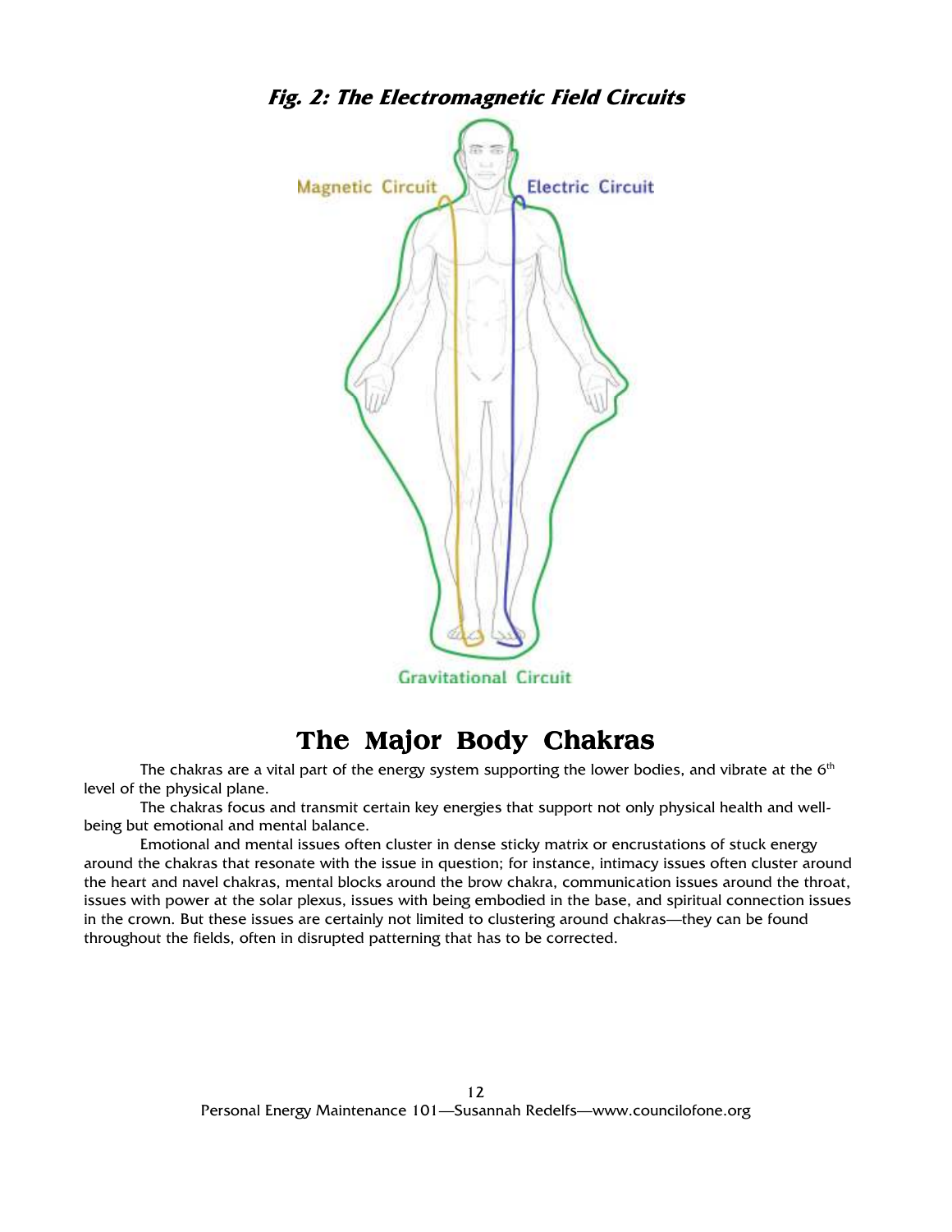***Fig. 2: The Electromagnetic Field Circuits***

Magnetic Circuit

Electric Circuit

Gravitational Circuit

# The Major Body Chakras

The chakras are a vital part of the energy system supporting the lower bodies, and vibrate at the 6th level of the physical plane.

The chakras focus and transmit certain key energies that support not only physical health and well-being but emotional and mental balance.

Emotional and mental issues often cluster in dense sticky matrix or encrustations of stuck energy around the chakras that resonate with the issue in question; for instance, intimacy issues often cluster around the heart and navel chakras, mental blocks around the brow chakra, communication issues around the throat, issues with power at the solar plexus, issues with being embodied in the base, and spiritual connection issues in the crown. But these issues are certainly not limited to clustering around chakras—they can be found throughout the fields, often in disrupted patterning that has to be corrected.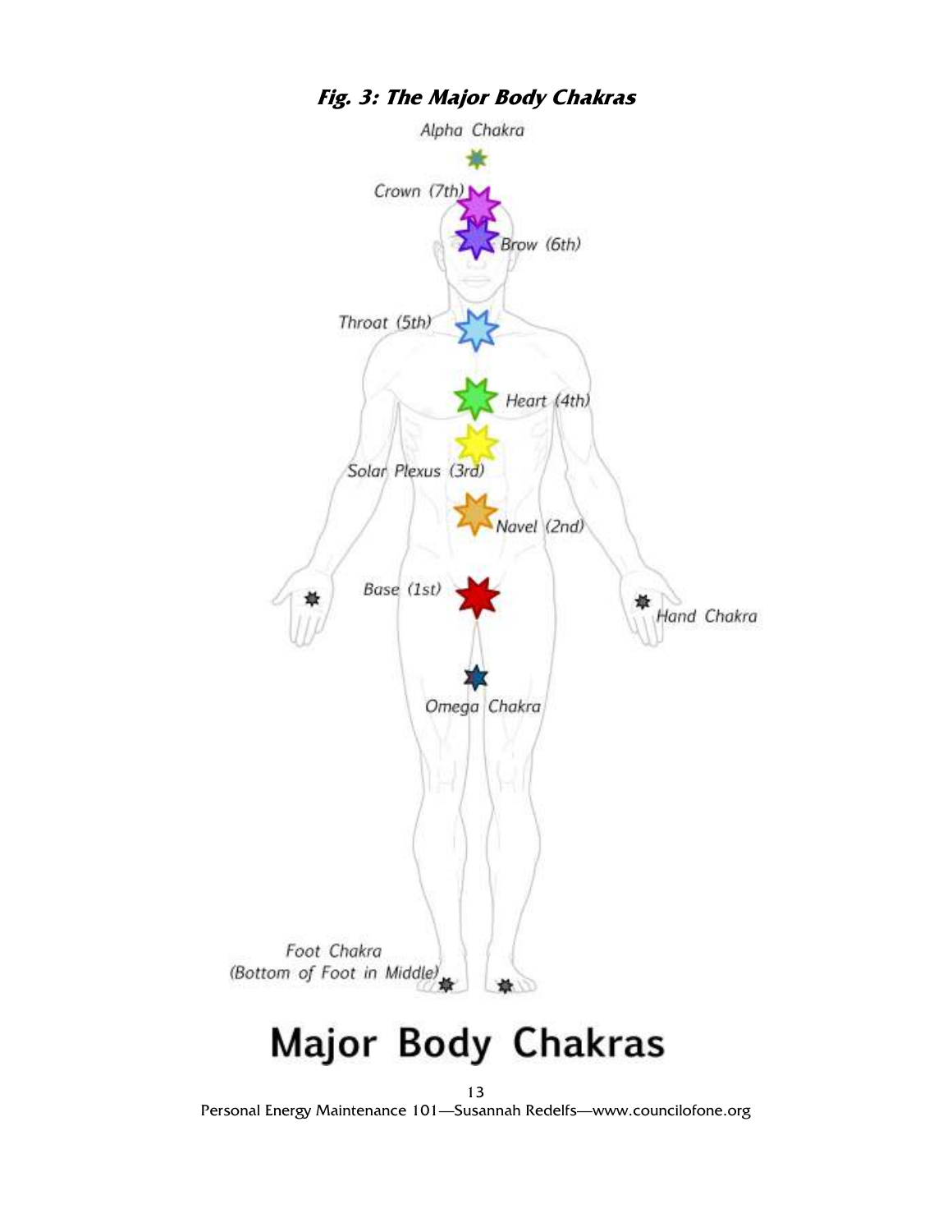***Fig. 3: The Major Body Chakras***

Alpha Chakra

Crown (7th)

Brow (6th)

Throat (5th)

Heart (4th)

Solar Plexus (3rd)

Navel (2nd)

Base (1st)

Hand Chakra

Omega Chakra

Foot Chakra (Bottom of Foot in Middle)

# Major Body Chakras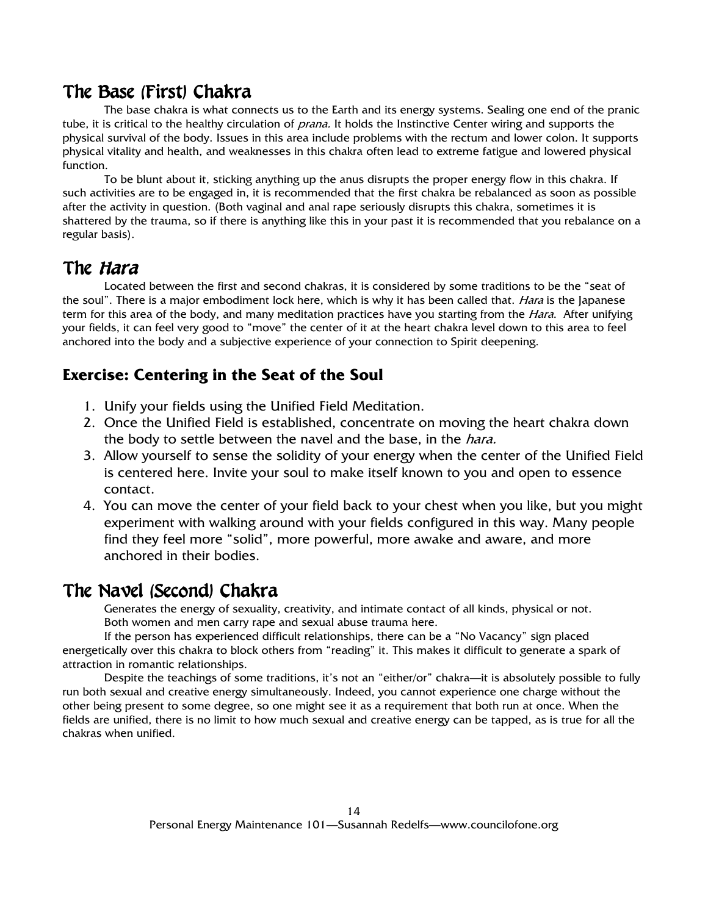## The Base (First) Chakra

The base chakra is what connects us to the Earth and its energy systems. Sealing one end of the pranic tube, it is critical to the healthy circulation of *prana.* It holds the Instinctive Center wiring and supports the physical survival of the body. Issues in this area include problems with the rectum and lower colon. It supports physical vitality and health, and weaknesses in this chakra often lead to extreme fatigue and lowered physical function.

To be blunt about it, sticking anything up the anus disrupts the proper energy flow in this chakra. If such activities are to be engaged in, it is recommended that the first chakra be rebalanced as soon as possible after the activity in question. (Both vaginal and anal rape seriously disrupts this chakra, sometimes it is shattered by the trauma, so if there is anything like this in your past it is recommended that you rebalance on a regular basis).

## The *Hara*

Located between the first and second chakras, it is considered by some traditions to be the "seat of the soul". There is a major embodiment lock here, which is why it has been called that. *Hara* is the Japanese term for this area of the body, and many meditation practices have you starting from the *Hara*. After unifying your fields, it can feel very good to "move" the center of it at the heart chakra level down to this area to feel anchored into the body and a subjective experience of your connection to Spirit deepening.

### Exercise: Centering in the Seat of the Soul

1. Unify your fields using the Unified Field Meditation.
2. Once the Unified Field is established, concentrate on moving the heart chakra down the body to settle between the navel and the base, in the *hara.*
3. Allow yourself to sense the solidity of your energy when the center of the Unified Field is centered here. Invite your soul to make itself known to you and open to essence contact.
4. You can move the center of your field back to your chest when you like, but you might experiment with walking around with your fields configured in this way. Many people find they feel more "solid", more powerful, more awake and aware, and more anchored in their bodies.

## The Navel (Second) Chakra

Generates the energy of sexuality, creativity, and intimate contact of all kinds, physical or not.

Both women and men carry rape and sexual abuse trauma here.

If the person has experienced difficult relationships, there can be a "No Vacancy" sign placed energetically over this chakra to block others from "reading" it. This makes it difficult to generate a spark of attraction in romantic relationships.

Despite the teachings of some traditions, it's not an "either/or" chakra—it is absolutely possible to fully run both sexual and creative energy simultaneously. Indeed, you cannot experience one charge without the other being present to some degree, so one might see it as a requirement that both run at once. When the fields are unified, there is no limit to how much sexual and creative energy can be tapped, as is true for all the chakras when unified.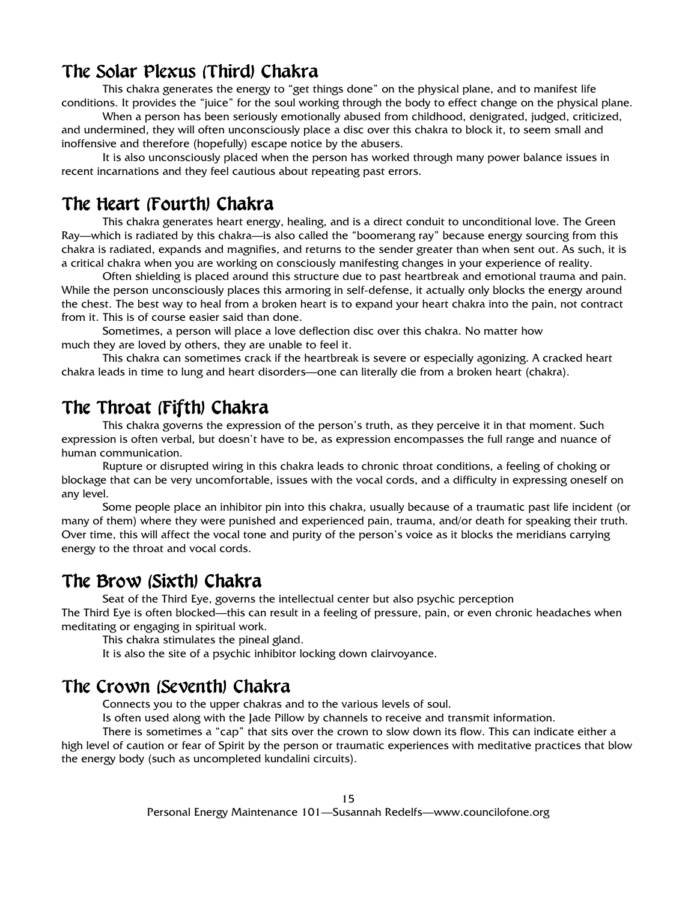## The Solar Plexus (Third) Chakra

This chakra generates the energy to "get things done" on the physical plane, and to manifest life conditions. It provides the "juice" for the soul working through the body to effect change on the physical plane.

When a person has been seriously emotionally abused from childhood, denigrated, judged, criticized, and undermined, they will often unconsciously place a disc over this chakra to block it, to seem small and inoffensive and therefore (hopefully) escape notice by the abusers.

It is also unconsciously placed when the person has worked through many power balance issues in recent incarnations and they feel cautious about repeating past errors.

## The Heart (Fourth) Chakra

This chakra generates heart energy, healing, and is a direct conduit to unconditional love. The Green Ray—which is radiated by this chakra—is also called the "boomerang ray" because energy sourcing from this chakra is radiated, expands and magnifies, and returns to the sender greater than when sent out. As such, it is a critical chakra when you are working on consciously manifesting changes in your experience of reality.

Often shielding is placed around this structure due to past heartbreak and emotional trauma and pain. While the person unconsciously places this armoring in self-defense, it actually only blocks the energy around the chest. The best way to heal from a broken heart is to expand your heart chakra into the pain, not contract from it. This is of course easier said than done.

Sometimes, a person will place a love deflection disc over this chakra. No matter how much they are loved by others, they are unable to feel it.

This chakra can sometimes crack if the heartbreak is severe or especially agonizing. A cracked heart chakra leads in time to lung and heart disorders—one can literally die from a broken heart (chakra).

## The Throat (Fifth) Chakra

This chakra governs the expression of the person's truth, as they perceive it in that moment. Such expression is often verbal, but doesn't have to be, as expression encompasses the full range and nuance of human communication.

Rupture or disrupted wiring in this chakra leads to chronic throat conditions, a feeling of choking or blockage that can be very uncomfortable, issues with the vocal cords, and a difficulty in expressing oneself on any level.

Some people place an inhibitor pin into this chakra, usually because of a traumatic past life incident (or many of them) where they were punished and experienced pain, trauma, and/or death for speaking their truth. Over time, this will affect the vocal tone and purity of the person's voice as it blocks the meridians carrying energy to the throat and vocal cords.

## The Brow (Sixth) Chakra

Seat of the Third Eye, governs the intellectual center but also psychic perception
The Third Eye is often blocked—this can result in a feeling of pressure, pain, or even chronic headaches when meditating or engaging in spiritual work.

This chakra stimulates the pineal gland.

It is also the site of a psychic inhibitor locking down clairvoyance.

## The Crown (Seventh) Chakra

Connects you to the upper chakras and to the various levels of soul.

Is often used along with the Jade Pillow by channels to receive and transmit information.

There is sometimes a "cap" that sits over the crown to slow down its flow. This can indicate either a high level of caution or fear of Spirit by the person or traumatic experiences with meditative practices that blow the energy body (such as uncompleted kundalini circuits).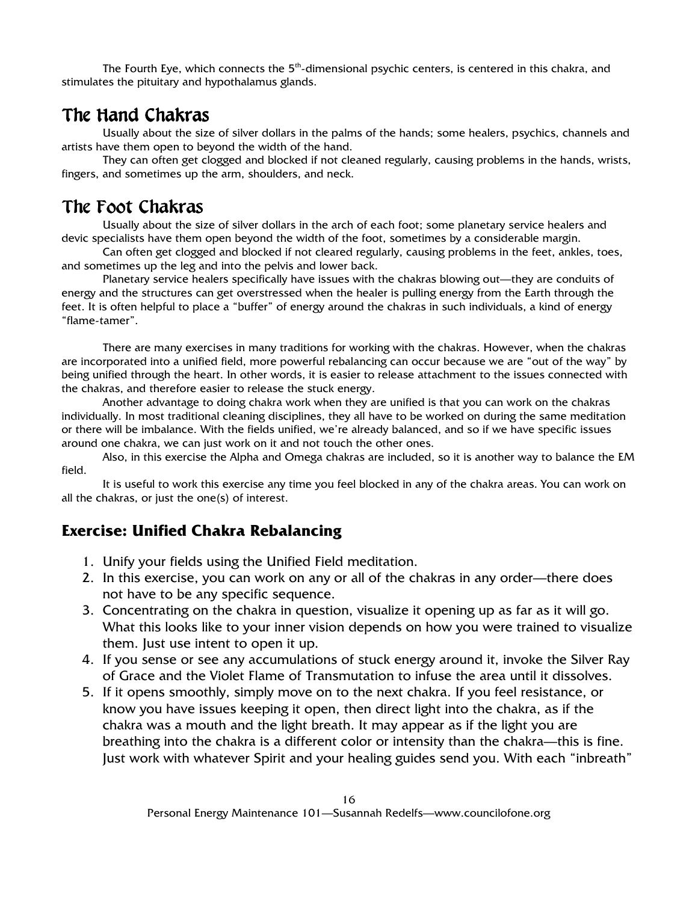The Fourth Eye, which connects the 5th-dimensional psychic centers, is centered in this chakra, and stimulates the pituitary and hypothalamus glands.

## The Hand Chakras

Usually about the size of silver dollars in the palms of the hands; some healers, psychics, channels and artists have them open to beyond the width of the hand.

They can often get clogged and blocked if not cleaned regularly, causing problems in the hands, wrists, fingers, and sometimes up the arm, shoulders, and neck.

## The Foot Chakras

Usually about the size of silver dollars in the arch of each foot; some planetary service healers and devic specialists have them open beyond the width of the foot, sometimes by a considerable margin.

Can often get clogged and blocked if not cleared regularly, causing problems in the feet, ankles, toes, and sometimes up the leg and into the pelvis and lower back.

Planetary service healers specifically have issues with the chakras blowing out—they are conduits of energy and the structures can get overstressed when the healer is pulling energy from the Earth through the feet. It is often helpful to place a "buffer" of energy around the chakras in such individuals, a kind of energy "flame-tamer".

There are many exercises in many traditions for working with the chakras. However, when the chakras are incorporated into a unified field, more powerful rebalancing can occur because we are "out of the way" by being unified through the heart. In other words, it is easier to release attachment to the issues connected with the chakras, and therefore easier to release the stuck energy.

Another advantage to doing chakra work when they are unified is that you can work on the chakras individually. In most traditional cleaning disciplines, they all have to be worked on during the same meditation or there will be imbalance. With the fields unified, we're already balanced, and so if we have specific issues around one chakra, we can just work on it and not touch the other ones.

Also, in this exercise the Alpha and Omega chakras are included, so it is another way to balance the EM field.

It is useful to work this exercise any time you feel blocked in any of the chakra areas. You can work on all the chakras, or just the one(s) of interest.

### Exercise: Unified Chakra Rebalancing

1. Unify your fields using the Unified Field meditation.
2. In this exercise, you can work on any or all of the chakras in any order—there does not have to be any specific sequence.
3. Concentrating on the chakra in question, visualize it opening up as far as it will go. What this looks like to your inner vision depends on how you were trained to visualize them. Just use intent to open it up.
4. If you sense or see any accumulations of stuck energy around it, invoke the Silver Ray of Grace and the Violet Flame of Transmutation to infuse the area until it dissolves.
5. If it opens smoothly, simply move on to the next chakra. If you feel resistance, or know you have issues keeping it open, then direct light into the chakra, as if the chakra was a mouth and the light breath. It may appear as if the light you are breathing into the chakra is a different color or intensity than the chakra—this is fine. Just work with whatever Spirit and your healing guides send you. With each "inbreath"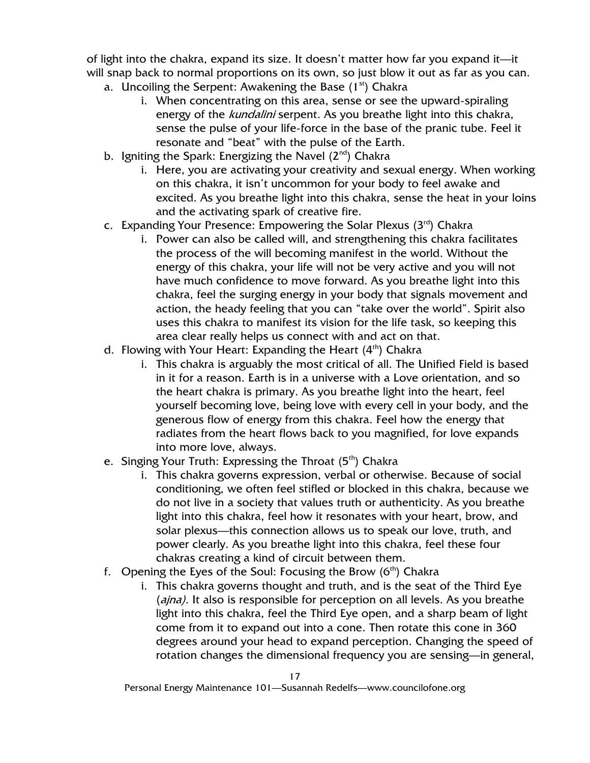of light into the chakra, expand its size. It doesn't matter how far you expand it—it will snap back to normal proportions on its own, so just blow it out as far as you can.

a. Uncoiling the Serpent: Awakening the Base (1st) Chakra
   i. When concentrating on this area, sense or see the upward-spiraling energy of the *kundalini* serpent. As you breathe light into this chakra, sense the pulse of your life-force in the base of the pranic tube. Feel it resonate and "beat" with the pulse of the Earth.
b. Igniting the Spark: Energizing the Navel (2nd) Chakra
   i. Here, you are activating your creativity and sexual energy. When working on this chakra, it isn't uncommon for your body to feel awake and excited. As you breathe light into this chakra, sense the heat in your loins and the activating spark of creative fire.
c. Expanding Your Presence: Empowering the Solar Plexus (3rd) Chakra
   i. Power can also be called will, and strengthening this chakra facilitates the process of the will becoming manifest in the world. Without the energy of this chakra, your life will not be very active and you will not have much confidence to move forward. As you breathe light into this chakra, feel the surging energy in your body that signals movement and action, the heady feeling that you can "take over the world". Spirit also uses this chakra to manifest its vision for the life task, so keeping this area clear really helps us connect with and act on that.
d. Flowing with Your Heart: Expanding the Heart (4th) Chakra
   i. This chakra is arguably the most critical of all. The Unified Field is based in it for a reason. Earth is in a universe with a Love orientation, and so the heart chakra is primary. As you breathe light into the heart, feel yourself becoming love, being love with every cell in your body, and the generous flow of energy from this chakra. Feel how the energy that radiates from the heart flows back to you magnified, for love expands into more love, always.
e. Singing Your Truth: Expressing the Throat (5th) Chakra
   i. This chakra governs expression, verbal or otherwise. Because of social conditioning, we often feel stifled or blocked in this chakra, because we do not live in a society that values truth or authenticity. As you breathe light into this chakra, feel how it resonates with your heart, brow, and solar plexus—this connection allows us to speak our love, truth, and power clearly. As you breathe light into this chakra, feel these four chakras creating a kind of circuit between them.
f. Opening the Eyes of the Soul: Focusing the Brow (6th) Chakra
   i. This chakra governs thought and truth, and is the seat of the Third Eye (*ajna).* It also is responsible for perception on all levels. As you breathe light into this chakra, feel the Third Eye open, and a sharp beam of light come from it to expand out into a cone. Then rotate this cone in 360 degrees around your head to expand perception. Changing the speed of rotation changes the dimensional frequency you are sensing—in general,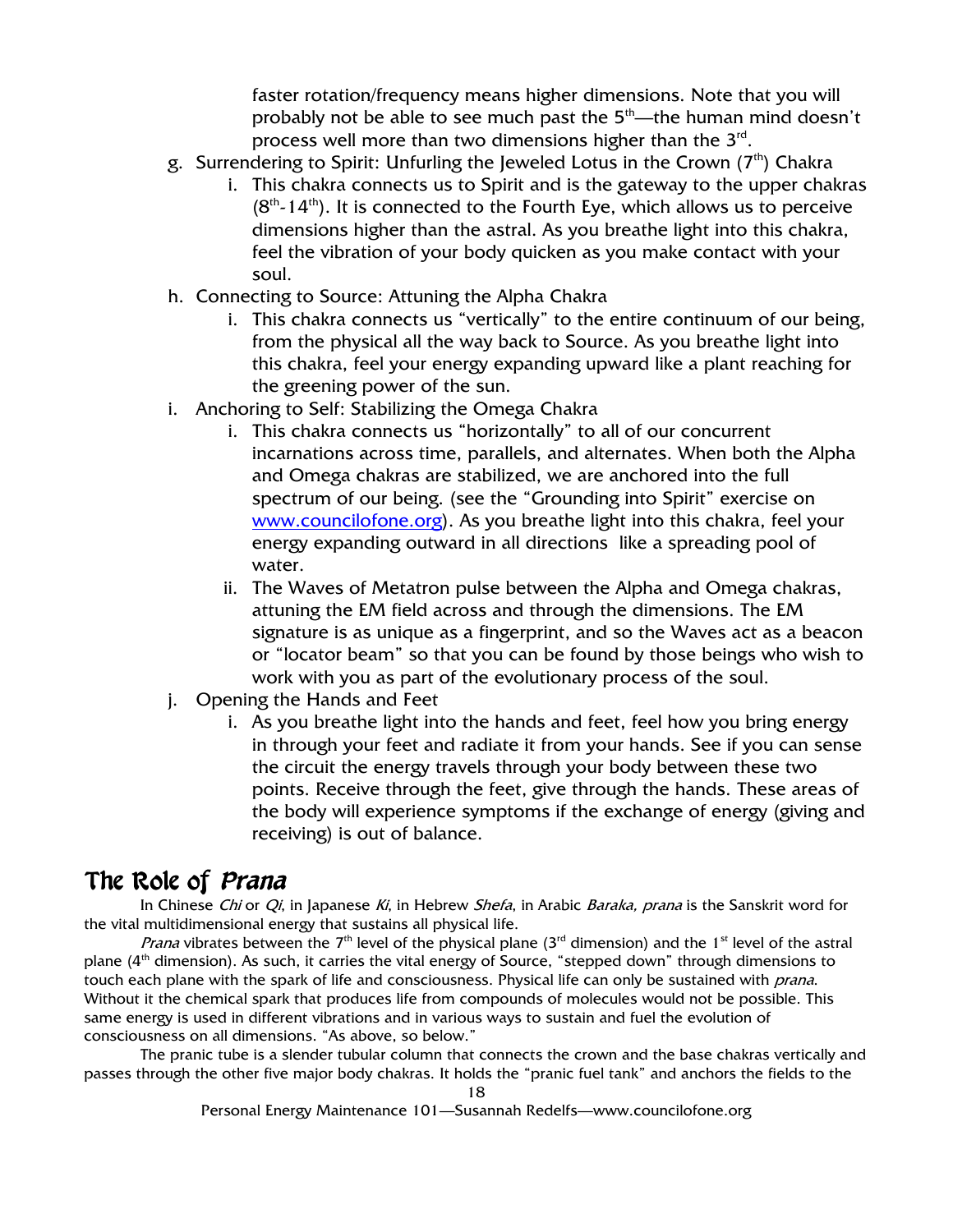faster rotation/frequency means higher dimensions. Note that you will probably not be able to see much past the 5th—the human mind doesn't process well more than two dimensions higher than the 3rd.

g. Surrendering to Spirit: Unfurling the Jeweled Lotus in the Crown (7th) Chakra
   i. This chakra connects us to Spirit and is the gateway to the upper chakras (8th-14th). It is connected to the Fourth Eye, which allows us to perceive dimensions higher than the astral. As you breathe light into this chakra, feel the vibration of your body quicken as you make contact with your soul.

h. Connecting to Source: Attuning the Alpha Chakra
   i. This chakra connects us "vertically" to the entire continuum of our being, from the physical all the way back to Source. As you breathe light into this chakra, feel your energy expanding upward like a plant reaching for the greening power of the sun.

i. Anchoring to Self: Stabilizing the Omega Chakra
   i. This chakra connects us "horizontally" to all of our concurrent incarnations across time, parallels, and alternates. When both the Alpha and Omega chakras are stabilized, we are anchored into the full spectrum of our being. (see the "Grounding into Spirit" exercise on www.councilofone.org). As you breathe light into this chakra, feel your energy expanding outward in all directions like a spreading pool of water.
   ii. The Waves of Metatron pulse between the Alpha and Omega chakras, attuning the EM field across and through the dimensions. The EM signature is as unique as a fingerprint, and so the Waves act as a beacon or "locator beam" so that you can be found by those beings who wish to work with you as part of the evolutionary process of the soul.

j. Opening the Hands and Feet
   i. As you breathe light into the hands and feet, feel how you bring energy in through your feet and radiate it from your hands. See if you can sense the circuit the energy travels through your body between these two points. Receive through the feet, give through the hands. These areas of the body will experience symptoms if the exchange of energy (giving and receiving) is out of balance.

## The Role of *Prana*

In Chinese *Chi* or *Qi*, in Japanese *Ki*, in Hebrew *Shefa*, in Arabic *Baraka, prana* is the Sanskrit word for the vital multidimensional energy that sustains all physical life.

*Prana* vibrates between the 7th level of the physical plane (3rd dimension) and the 1st level of the astral plane (4th dimension). As such, it carries the vital energy of Source, "stepped down" through dimensions to touch each plane with the spark of life and consciousness. Physical life can only be sustained with *prana*. Without it the chemical spark that produces life from compounds of molecules would not be possible. This same energy is used in different vibrations and in various ways to sustain and fuel the evolution of consciousness on all dimensions. "As above, so below."

The pranic tube is a slender tubular column that connects the crown and the base chakras vertically and passes through the other five major body chakras. It holds the "pranic fuel tank" and anchors the fields to the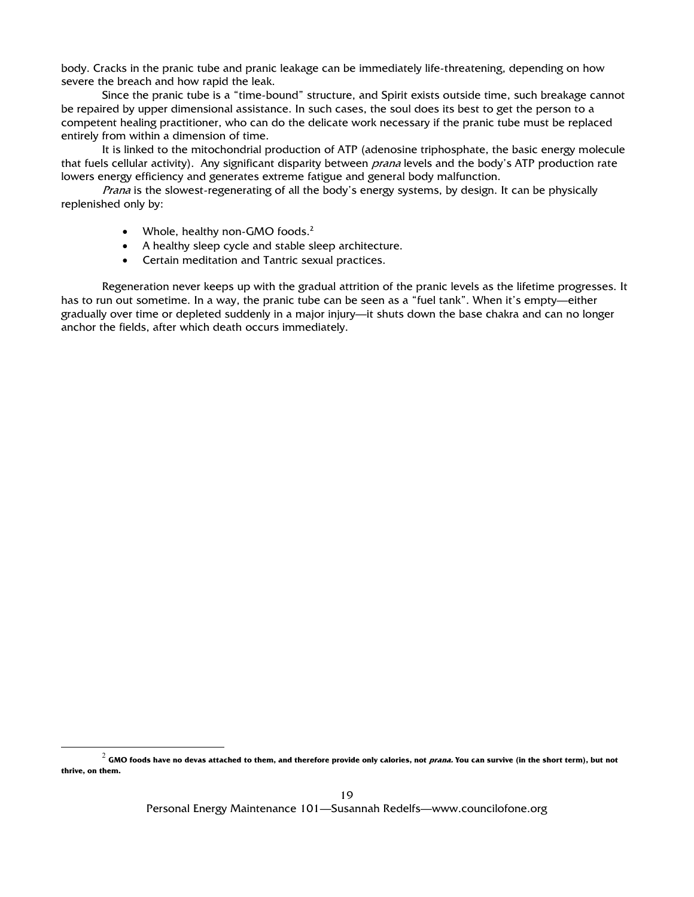body. Cracks in the pranic tube and pranic leakage can be immediately life-threatening, depending on how severe the breach and how rapid the leak.

Since the pranic tube is a "time-bound" structure, and Spirit exists outside time, such breakage cannot be repaired by upper dimensional assistance. In such cases, the soul does its best to get the person to a competent healing practitioner, who can do the delicate work necessary if the pranic tube must be replaced entirely from within a dimension of time.

It is linked to the mitochondrial production of ATP (adenosine triphosphate, the basic energy molecule that fuels cellular activity). Any significant disparity between *prana* levels and the body's ATP production rate lowers energy efficiency and generates extreme fatigue and general body malfunction.

*Prana* is the slowest-regenerating of all the body's energy systems, by design. It can be physically replenished only by:

- Whole, healthy non-GMO foods.[2]
- A healthy sleep cycle and stable sleep architecture.
- Certain meditation and Tantric sexual practices.

Regeneration never keeps up with the gradual attrition of the pranic levels as the lifetime progresses. It has to run out sometime. In a way, the pranic tube can be seen as a "fuel tank". When it's empty—either gradually over time or depleted suddenly in a major injury—it shuts down the base chakra and can no longer anchor the fields, after which death occurs immediately.

---

[2] **GMO foods have no devas attached to them, and therefore provide only calories, not *prana*. You can survive (in the short term), but not thrive, on them.**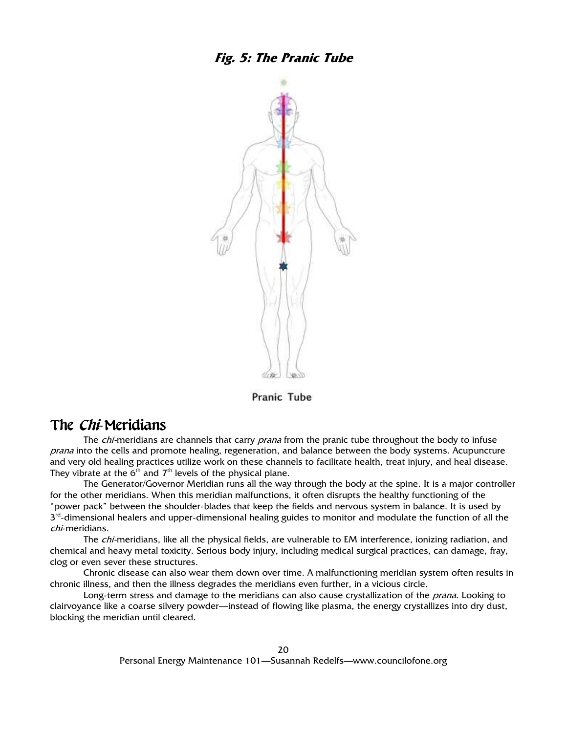**Fig. 5: The Pranic Tube**

Pranic Tube

## The *Chi*-Meridians

The *chi*-meridians are channels that carry *prana* from the pranic tube throughout the body to infuse *prana* into the cells and promote healing, regeneration, and balance between the body systems. Acupuncture and very old healing practices utilize work on these channels to facilitate health, treat injury, and heal disease. They vibrate at the 6th and 7th levels of the physical plane.

The Generator/Governor Meridian runs all the way through the body at the spine. It is a major controller for the other meridians. When this meridian malfunctions, it often disrupts the healthy functioning of the "power pack" between the shoulder-blades that keep the fields and nervous system in balance. It is used by 3rd-dimensional healers and upper-dimensional healing guides to monitor and modulate the function of all the *chi*-meridians.

The *chi*-meridians, like all the physical fields, are vulnerable to EM interference, ionizing radiation, and chemical and heavy metal toxicity. Serious body injury, including medical surgical practices, can damage, fray, clog or even sever these structures.

Chronic disease can also wear them down over time. A malfunctioning meridian system often results in chronic illness, and then the illness degrades the meridians even further, in a vicious circle.

Long-term stress and damage to the meridians can also cause crystallization of the *prana*. Looking to clairvoyance like a coarse silvery powder—instead of flowing like plasma, the energy crystallizes into dry dust, blocking the meridian until cleared.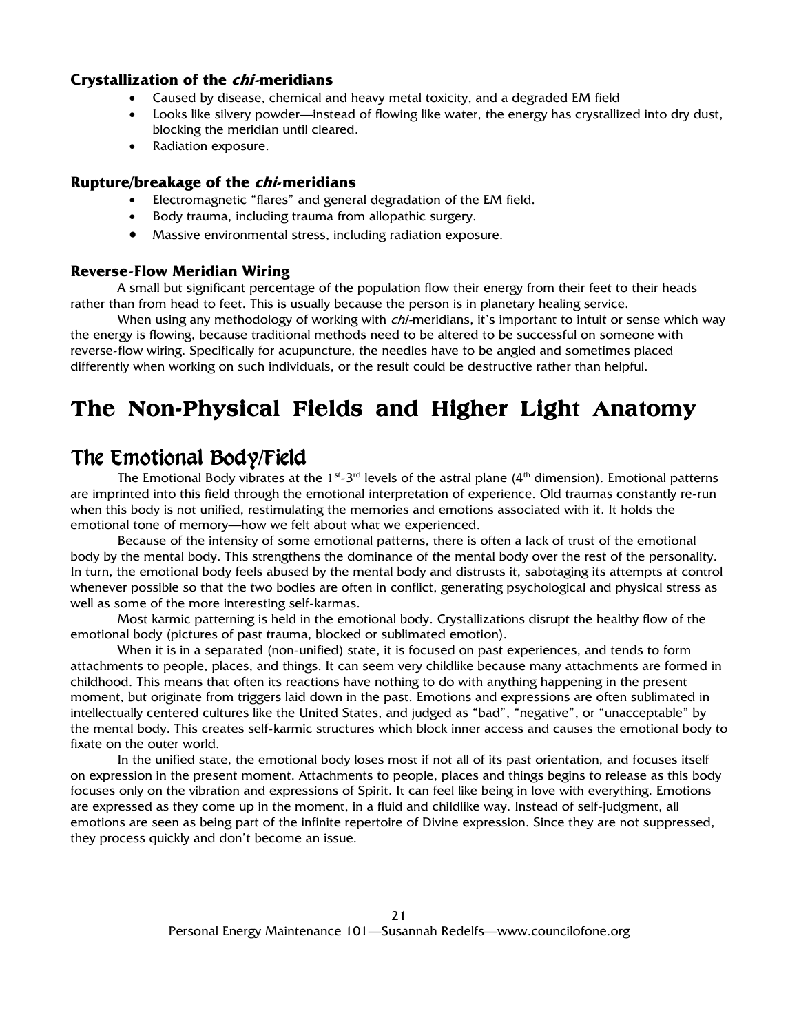### Crystallization of the *chi*-meridians

- Caused by disease, chemical and heavy metal toxicity, and a degraded EM field
- Looks like silvery powder—instead of flowing like water, the energy has crystallized into dry dust, blocking the meridian until cleared.
- Radiation exposure.

### Rupture/breakage of the *chi*-meridians

- Electromagnetic "flares" and general degradation of the EM field.
- Body trauma, including trauma from allopathic surgery.
- Massive environmental stress, including radiation exposure.

### Reverse-Flow Meridian Wiring

A small but significant percentage of the population flow their energy from their feet to their heads rather than from head to feet. This is usually because the person is in planetary healing service.

When using any methodology of working with *chi*-meridians, it's important to intuit or sense which way the energy is flowing, because traditional methods need to be altered to be successful on someone with reverse-flow wiring. Specifically for acupuncture, the needles have to be angled and sometimes placed differently when working on such individuals, or the result could be destructive rather than helpful.

# The Non-Physical Fields and Higher Light Anatomy

## The Emotional Body/Field

The Emotional Body vibrates at the 1st-3rd levels of the astral plane (4th dimension). Emotional patterns are imprinted into this field through the emotional interpretation of experience. Old traumas constantly re-run when this body is not unified, restimulating the memories and emotions associated with it. It holds the emotional tone of memory—how we felt about what we experienced.

Because of the intensity of some emotional patterns, there is often a lack of trust of the emotional body by the mental body. This strengthens the dominance of the mental body over the rest of the personality. In turn, the emotional body feels abused by the mental body and distrusts it, sabotaging its attempts at control whenever possible so that the two bodies are often in conflict, generating psychological and physical stress as well as some of the more interesting self-karmas.

Most karmic patterning is held in the emotional body. Crystallizations disrupt the healthy flow of the emotional body (pictures of past trauma, blocked or sublimated emotion).

When it is in a separated (non-unified) state, it is focused on past experiences, and tends to form attachments to people, places, and things. It can seem very childlike because many attachments are formed in childhood. This means that often its reactions have nothing to do with anything happening in the present moment, but originate from triggers laid down in the past. Emotions and expressions are often sublimated in intellectually centered cultures like the United States, and judged as "bad", "negative", or "unacceptable" by the mental body. This creates self-karmic structures which block inner access and causes the emotional body to fixate on the outer world.

In the unified state, the emotional body loses most if not all of its past orientation, and focuses itself on expression in the present moment. Attachments to people, places and things begins to release as this body focuses only on the vibration and expressions of Spirit. It can feel like being in love with everything. Emotions are expressed as they come up in the moment, in a fluid and childlike way. Instead of self-judgment, all emotions are seen as being part of the infinite repertoire of Divine expression. Since they are not suppressed, they process quickly and don't become an issue.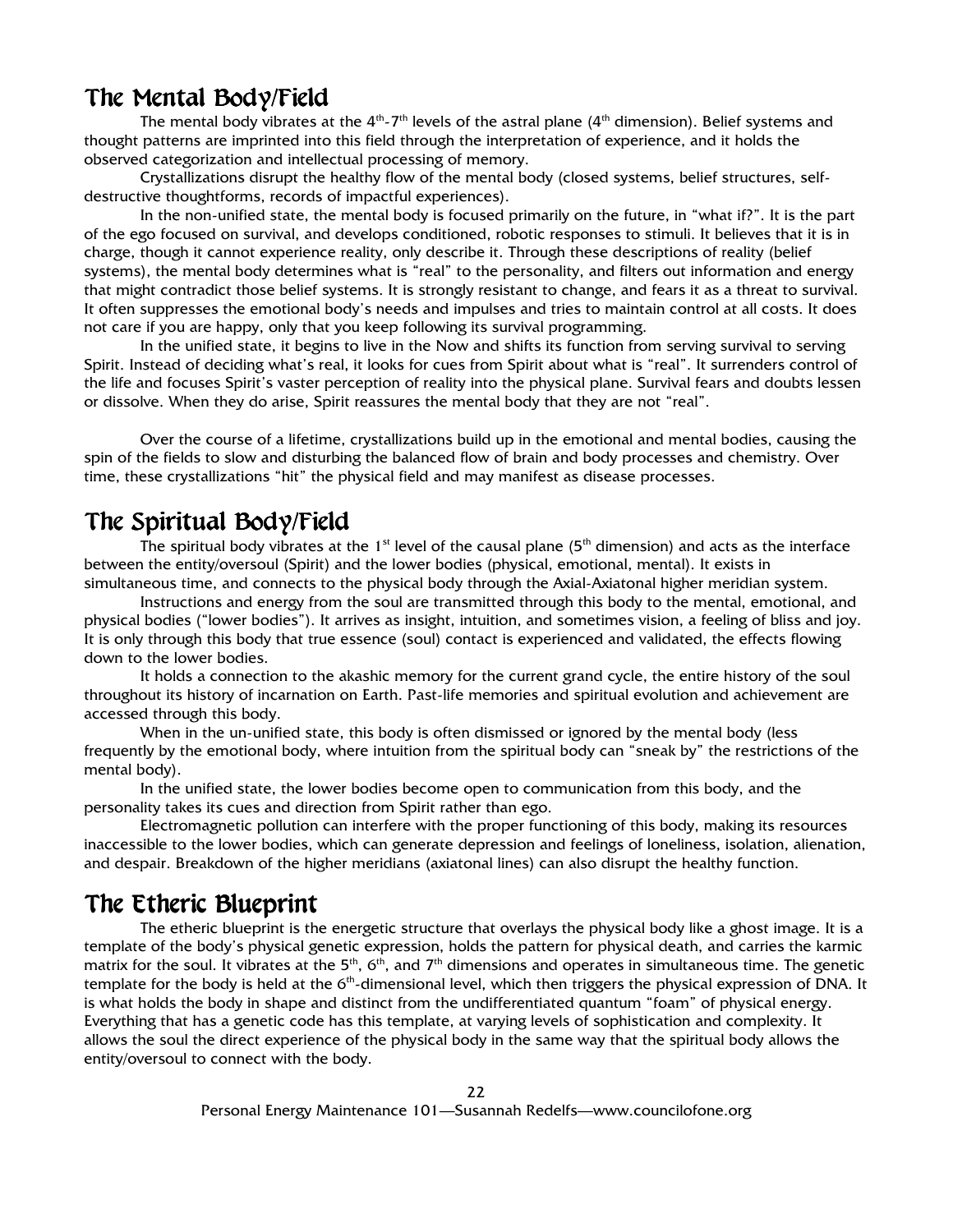## The Mental Body/Field

The mental body vibrates at the $4^{th}$-$7^{th}$ levels of the astral plane ($4^{th}$ dimension). Belief systems and thought patterns are imprinted into this field through the interpretation of experience, and it holds the observed categorization and intellectual processing of memory.

Crystallizations disrupt the healthy flow of the mental body (closed systems, belief structures, self-destructive thoughtforms, records of impactful experiences).

In the non-unified state, the mental body is focused primarily on the future, in "what if?". It is the part of the ego focused on survival, and develops conditioned, robotic responses to stimuli. It believes that it is in charge, though it cannot experience reality, only describe it. Through these descriptions of reality (belief systems), the mental body determines what is "real" to the personality, and filters out information and energy that might contradict those belief systems. It is strongly resistant to change, and fears it as a threat to survival. It often suppresses the emotional body's needs and impulses and tries to maintain control at all costs. It does not care if you are happy, only that you keep following its survival programming.

In the unified state, it begins to live in the Now and shifts its function from serving survival to serving Spirit. Instead of deciding what's real, it looks for cues from Spirit about what is "real". It surrenders control of the life and focuses Spirit's vaster perception of reality into the physical plane. Survival fears and doubts lessen or dissolve. When they do arise, Spirit reassures the mental body that they are not "real".

Over the course of a lifetime, crystallizations build up in the emotional and mental bodies, causing the spin of the fields to slow and disturbing the balanced flow of brain and body processes and chemistry. Over time, these crystallizations "hit" the physical field and may manifest as disease processes.

## The Spiritual Body/Field

The spiritual body vibrates at the $1^{st}$ level of the causal plane ($5^{th}$ dimension) and acts as the interface between the entity/oversoul (Spirit) and the lower bodies (physical, emotional, mental). It exists in simultaneous time, and connects to the physical body through the Axial-Axiatonal higher meridian system.

Instructions and energy from the soul are transmitted through this body to the mental, emotional, and physical bodies ("lower bodies"). It arrives as insight, intuition, and sometimes vision, a feeling of bliss and joy. It is only through this body that true essence (soul) contact is experienced and validated, the effects flowing down to the lower bodies.

It holds a connection to the akashic memory for the current grand cycle, the entire history of the soul throughout its history of incarnation on Earth. Past-life memories and spiritual evolution and achievement are accessed through this body.

When in the un-unified state, this body is often dismissed or ignored by the mental body (less frequently by the emotional body, where intuition from the spiritual body can "sneak by" the restrictions of the mental body).

In the unified state, the lower bodies become open to communication from this body, and the personality takes its cues and direction from Spirit rather than ego.

Electromagnetic pollution can interfere with the proper functioning of this body, making its resources inaccessible to the lower bodies, which can generate depression and feelings of loneliness, isolation, alienation, and despair. Breakdown of the higher meridians (axiatonal lines) can also disrupt the healthy function.

## The Etheric Blueprint

The etheric blueprint is the energetic structure that overlays the physical body like a ghost image. It is a template of the body's physical genetic expression, holds the pattern for physical death, and carries the karmic matrix for the soul. It vibrates at the $5^{th}$, $6^{th}$, and $7^{th}$ dimensions and operates in simultaneous time. The genetic template for the body is held at the $6^{th}$-dimensional level, which then triggers the physical expression of DNA. It is what holds the body in shape and distinct from the undifferentiated quantum "foam" of physical energy. Everything that has a genetic code has this template, at varying levels of sophistication and complexity. It allows the soul the direct experience of the physical body in the same way that the spiritual body allows the entity/oversoul to connect with the body.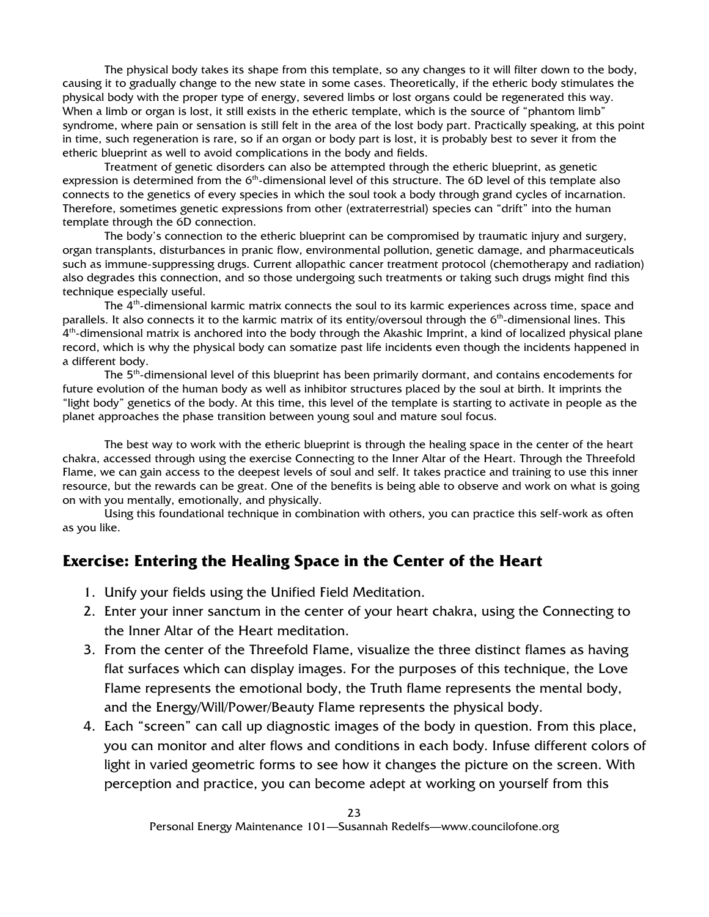The physical body takes its shape from this template, so any changes to it will filter down to the body, causing it to gradually change to the new state in some cases. Theoretically, if the etheric body stimulates the physical body with the proper type of energy, severed limbs or lost organs could be regenerated this way. When a limb or organ is lost, it still exists in the etheric template, which is the source of "phantom limb" syndrome, where pain or sensation is still felt in the area of the lost body part. Practically speaking, at this point in time, such regeneration is rare, so if an organ or body part is lost, it is probably best to sever it from the etheric blueprint as well to avoid complications in the body and fields.

Treatment of genetic disorders can also be attempted through the etheric blueprint, as genetic expression is determined from the 6th-dimensional level of this structure. The 6D level of this template also connects to the genetics of every species in which the soul took a body through grand cycles of incarnation. Therefore, sometimes genetic expressions from other (extraterrestrial) species can "drift" into the human template through the 6D connection.

The body's connection to the etheric blueprint can be compromised by traumatic injury and surgery, organ transplants, disturbances in pranic flow, environmental pollution, genetic damage, and pharmaceuticals such as immune-suppressing drugs. Current allopathic cancer treatment protocol (chemotherapy and radiation) also degrades this connection, and so those undergoing such treatments or taking such drugs might find this technique especially useful.

The 4th-dimensional karmic matrix connects the soul to its karmic experiences across time, space and parallels. It also connects it to the karmic matrix of its entity/oversoul through the 6th-dimensional lines. This 4th-dimensional matrix is anchored into the body through the Akashic Imprint, a kind of localized physical plane record, which is why the physical body can somatize past life incidents even though the incidents happened in a different body.

The 5th-dimensional level of this blueprint has been primarily dormant, and contains encodements for future evolution of the human body as well as inhibitor structures placed by the soul at birth. It imprints the "light body" genetics of the body. At this time, this level of the template is starting to activate in people as the planet approaches the phase transition between young soul and mature soul focus.

The best way to work with the etheric blueprint is through the healing space in the center of the heart chakra, accessed through using the exercise Connecting to the Inner Altar of the Heart. Through the Threefold Flame, we can gain access to the deepest levels of soul and self. It takes practice and training to use this inner resource, but the rewards can be great. One of the benefits is being able to observe and work on what is going on with you mentally, emotionally, and physically.

Using this foundational technique in combination with others, you can practice this self-work as often as you like.

## Exercise: Entering the Healing Space in the Center of the Heart

1. Unify your fields using the Unified Field Meditation.
2. Enter your inner sanctum in the center of your heart chakra, using the Connecting to the Inner Altar of the Heart meditation.
3. From the center of the Threefold Flame, visualize the three distinct flames as having flat surfaces which can display images. For the purposes of this technique, the Love Flame represents the emotional body, the Truth flame represents the mental body, and the Energy/Will/Power/Beauty Flame represents the physical body.
4. Each "screen" can call up diagnostic images of the body in question. From this place, you can monitor and alter flows and conditions in each body. Infuse different colors of light in varied geometric forms to see how it changes the picture on the screen. With perception and practice, you can become adept at working on yourself from this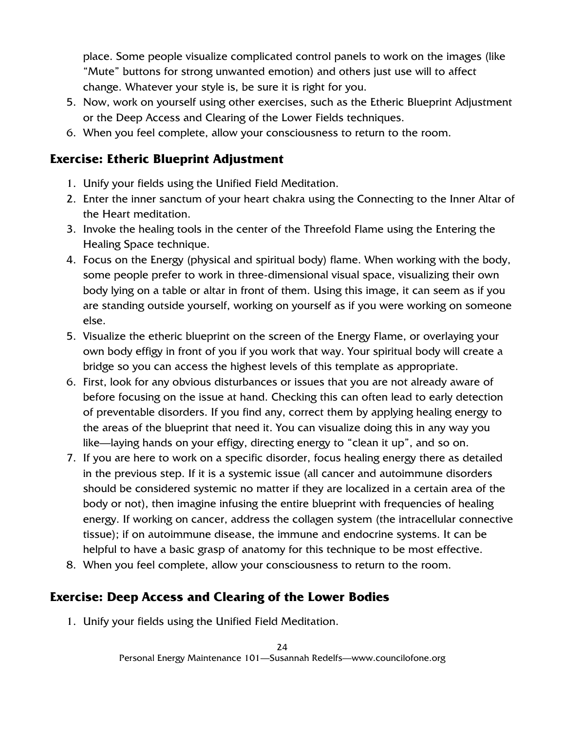place. Some people visualize complicated control panels to work on the images (like "Mute" buttons for strong unwanted emotion) and others just use will to affect change. Whatever your style is, be sure it is right for you.

5. Now, work on yourself using other exercises, such as the Etheric Blueprint Adjustment or the Deep Access and Clearing of the Lower Fields techniques.
6. When you feel complete, allow your consciousness to return to the room.

### Exercise: Etheric Blueprint Adjustment

1. Unify your fields using the Unified Field Meditation.
2. Enter the inner sanctum of your heart chakra using the Connecting to the Inner Altar of the Heart meditation.
3. Invoke the healing tools in the center of the Threefold Flame using the Entering the Healing Space technique.
4. Focus on the Energy (physical and spiritual body) flame. When working with the body, some people prefer to work in three-dimensional visual space, visualizing their own body lying on a table or altar in front of them. Using this image, it can seem as if you are standing outside yourself, working on yourself as if you were working on someone else.
5. Visualize the etheric blueprint on the screen of the Energy Flame, or overlaying your own body effigy in front of you if you work that way. Your spiritual body will create a bridge so you can access the highest levels of this template as appropriate.
6. First, look for any obvious disturbances or issues that you are not already aware of before focusing on the issue at hand. Checking this can often lead to early detection of preventable disorders. If you find any, correct them by applying healing energy to the areas of the blueprint that need it. You can visualize doing this in any way you like—laying hands on your effigy, directing energy to "clean it up", and so on.
7. If you are here to work on a specific disorder, focus healing energy there as detailed in the previous step. If it is a systemic issue (all cancer and autoimmune disorders should be considered systemic no matter if they are localized in a certain area of the body or not), then imagine infusing the entire blueprint with frequencies of healing energy. If working on cancer, address the collagen system (the intracellular connective tissue); if on autoimmune disease, the immune and endocrine systems. It can be helpful to have a basic grasp of anatomy for this technique to be most effective.
8. When you feel complete, allow your consciousness to return to the room.

### Exercise: Deep Access and Clearing of the Lower Bodies

1. Unify your fields using the Unified Field Meditation.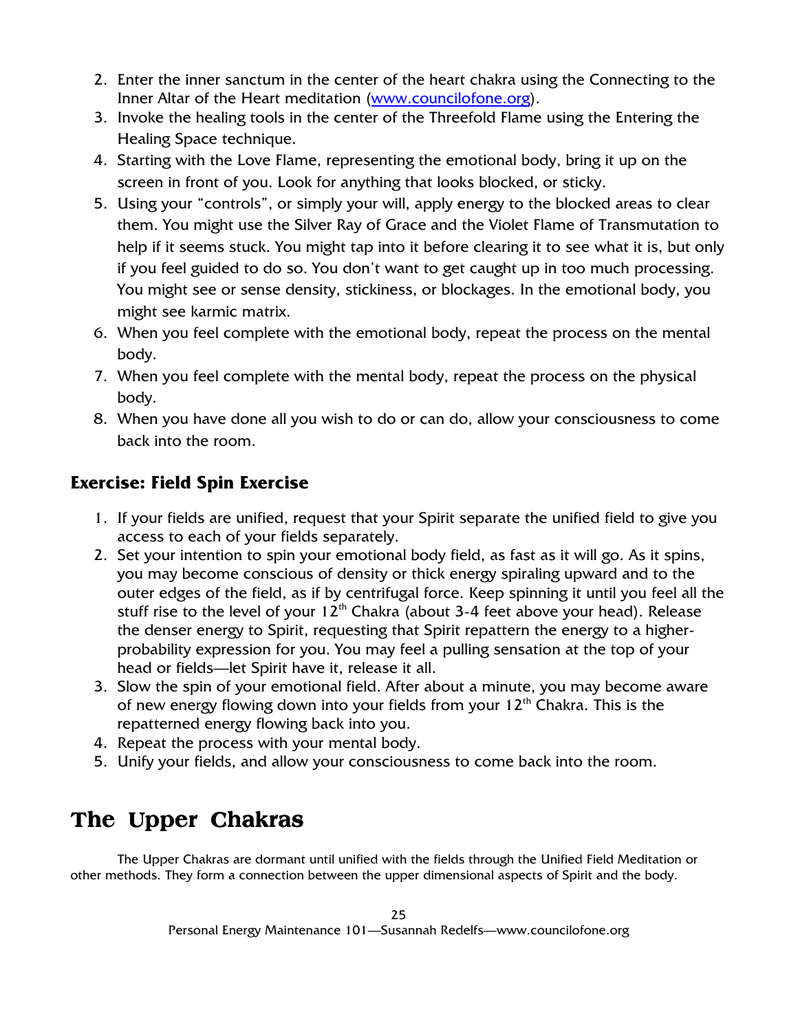2. Enter the inner sanctum in the center of the heart chakra using the Connecting to the Inner Altar of the Heart meditation (www.councilofone.org).
3. Invoke the healing tools in the center of the Threefold Flame using the Entering the Healing Space technique.
4. Starting with the Love Flame, representing the emotional body, bring it up on the screen in front of you. Look for anything that looks blocked, or sticky.
5. Using your "controls", or simply your will, apply energy to the blocked areas to clear them. You might use the Silver Ray of Grace and the Violet Flame of Transmutation to help if it seems stuck. You might tap into it before clearing it to see what it is, but only if you feel guided to do so. You don't want to get caught up in too much processing. You might see or sense density, stickiness, or blockages. In the emotional body, you might see karmic matrix.
6. When you feel complete with the emotional body, repeat the process on the mental body.
7. When you feel complete with the mental body, repeat the process on the physical body.
8. When you have done all you wish to do or can do, allow your consciousness to come back into the room.

### Exercise: Field Spin Exercise

1. If your fields are unified, request that your Spirit separate the unified field to give you access to each of your fields separately.
2. Set your intention to spin your emotional body field, as fast as it will go. As it spins, you may become conscious of density or thick energy spiraling upward and to the outer edges of the field, as if by centrifugal force. Keep spinning it until you feel all the stuff rise to the level of your 12th Chakra (about 3-4 feet above your head). Release the denser energy to Spirit, requesting that Spirit repattern the energy to a higher-probability expression for you. You may feel a pulling sensation at the top of your head or fields—let Spirit have it, release it all.
3. Slow the spin of your emotional field. After about a minute, you may become aware of new energy flowing down into your fields from your 12th Chakra. This is the repatterned energy flowing back into you.
4. Repeat the process with your mental body.
5. Unify your fields, and allow your consciousness to come back into the room.

## The Upper Chakras

The Upper Chakras are dormant until unified with the fields through the Unified Field Meditation or other methods. They form a connection between the upper dimensional aspects of Spirit and the body.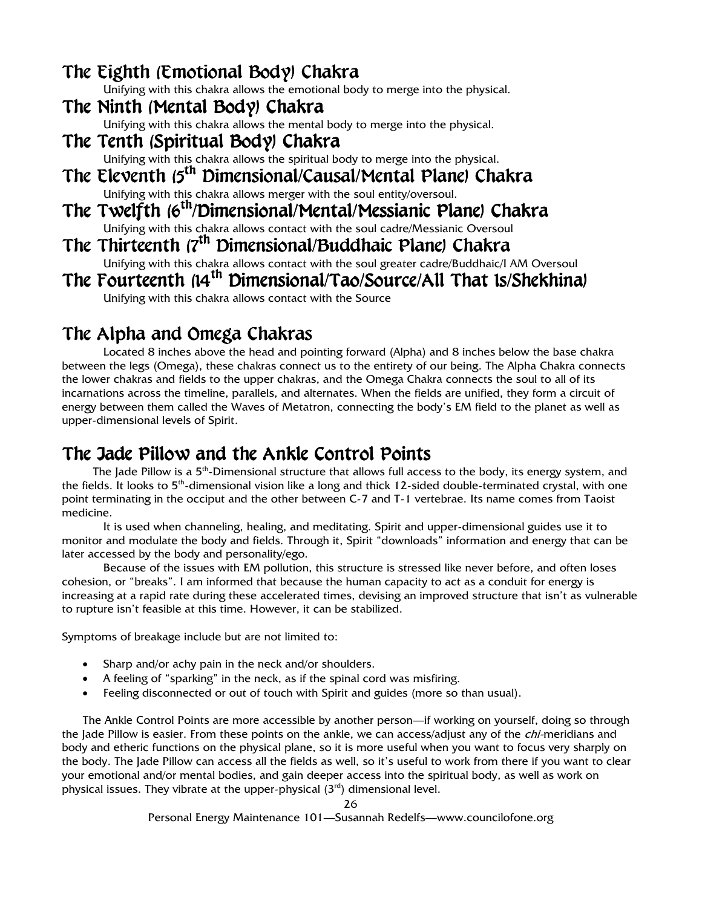## The Eighth (Emotional Body) Chakra

Unifying with this chakra allows the emotional body to merge into the physical.

## The Ninth (Mental Body) Chakra

Unifying with this chakra allows the mental body to merge into the physical.

## The Tenth (Spiritual Body) Chakra

Unifying with this chakra allows the spiritual body to merge into the physical.

## The Eleventh (5th Dimensional/Causal/Mental Plane) Chakra

Unifying with this chakra allows merger with the soul entity/oversoul.

## The Twelfth (6th/Dimensional/Mental/Messianic Plane) Chakra

Unifying with this chakra allows contact with the soul cadre/Messianic Oversoul

## The Thirteenth (7th Dimensional/Buddhaic Plane) Chakra

Unifying with this chakra allows contact with the soul greater cadre/Buddhaic/I AM Oversoul

## The Fourteenth (14th Dimensional/Tao/Source/All That Is/Shekhina)

Unifying with this chakra allows contact with the Source

## The Alpha and Omega Chakras

Located 8 inches above the head and pointing forward (Alpha) and 8 inches below the base chakra between the legs (Omega), these chakras connect us to the entirety of our being. The Alpha Chakra connects the lower chakras and fields to the upper chakras, and the Omega Chakra connects the soul to all of its incarnations across the timeline, parallels, and alternates. When the fields are unified, they form a circuit of energy between them called the Waves of Metatron, connecting the body's EM field to the planet as well as upper-dimensional levels of Spirit.

## The Jade Pillow and the Ankle Control Points

The Jade Pillow is a 5th-Dimensional structure that allows full access to the body, its energy system, and the fields. It looks to 5th-dimensional vision like a long and thick 12-sided double-terminated crystal, with one point terminating in the occiput and the other between C-7 and T-1 vertebrae. Its name comes from Taoist medicine.

It is used when channeling, healing, and meditating. Spirit and upper-dimensional guides use it to monitor and modulate the body and fields. Through it, Spirit "downloads" information and energy that can be later accessed by the body and personality/ego.

Because of the issues with EM pollution, this structure is stressed like never before, and often loses cohesion, or "breaks". I am informed that because the human capacity to act as a conduit for energy is increasing at a rapid rate during these accelerated times, devising an improved structure that isn't as vulnerable to rupture isn't feasible at this time. However, it can be stabilized.

Symptoms of breakage include but are not limited to:

- Sharp and/or achy pain in the neck and/or shoulders.
- A feeling of "sparking" in the neck, as if the spinal cord was misfiring.
- Feeling disconnected or out of touch with Spirit and guides (more so than usual).

The Ankle Control Points are more accessible by another person—if working on yourself, doing so through the Jade Pillow is easier. From these points on the ankle, we can access/adjust any of the *chi*-meridians and body and etheric functions on the physical plane, so it is more useful when you want to focus very sharply on the body. The Jade Pillow can access all the fields as well, so it's useful to work from there if you want to clear your emotional and/or mental bodies, and gain deeper access into the spiritual body, as well as work on physical issues. They vibrate at the upper-physical (3rd) dimensional level.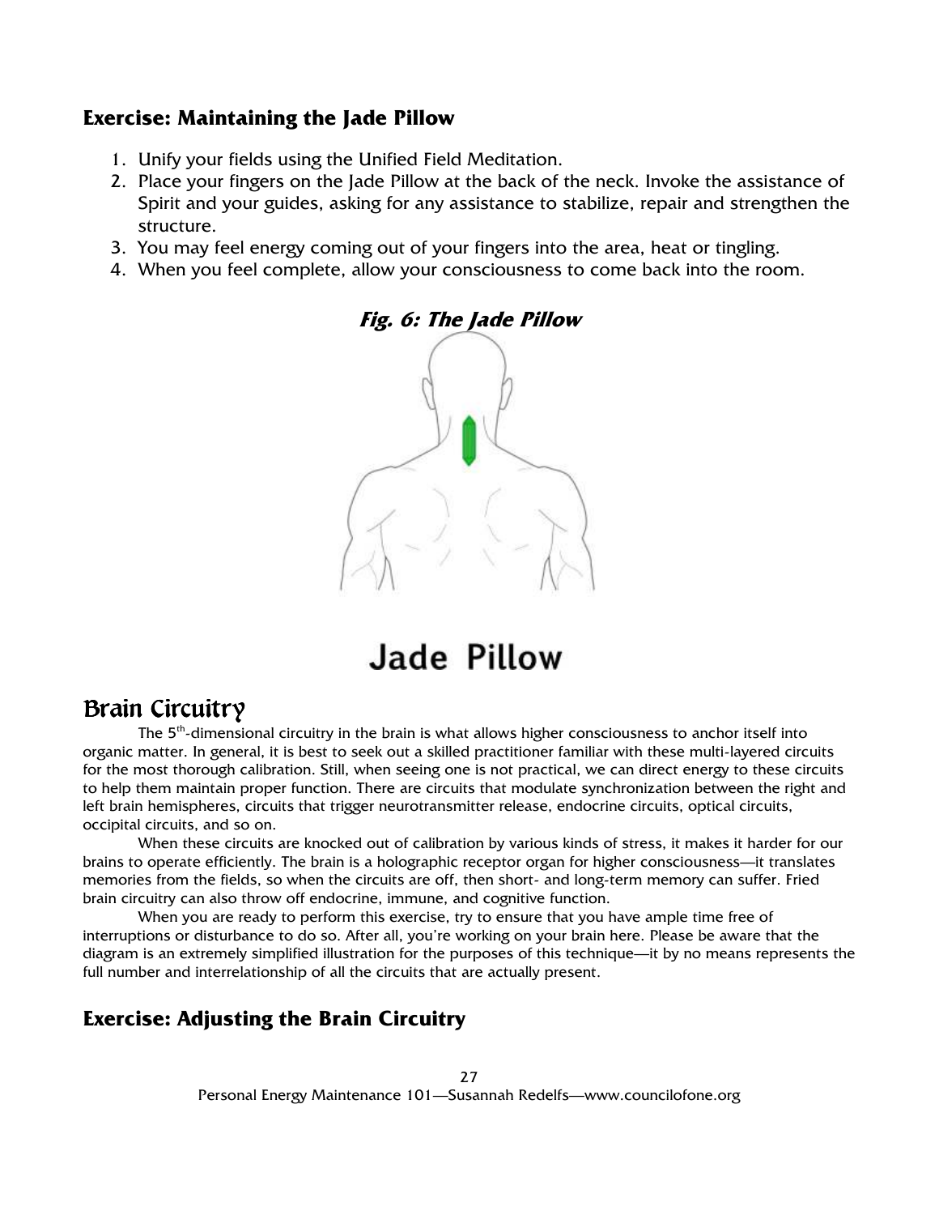### Exercise: Maintaining the Jade Pillow

1. Unify your fields using the Unified Field Meditation.
2. Place your fingers on the Jade Pillow at the back of the neck. Invoke the assistance of Spirit and your guides, asking for any assistance to stabilize, repair and strengthen the structure.
3. You may feel energy coming out of your fingers into the area, heat or tingling.
4. When you feel complete, allow your consciousness to come back into the room.

***Fig. 6: The Jade Pillow***

Jade Pillow

## Brain Circuitry

The 5th-dimensional circuitry in the brain is what allows higher consciousness to anchor itself into organic matter. In general, it is best to seek out a skilled practitioner familiar with these multi-layered circuits for the most thorough calibration. Still, when seeing one is not practical, we can direct energy to these circuits to help them maintain proper function. There are circuits that modulate synchronization between the right and left brain hemispheres, circuits that trigger neurotransmitter release, endocrine circuits, optical circuits, occipital circuits, and so on.

When these circuits are knocked out of calibration by various kinds of stress, it makes it harder for our brains to operate efficiently. The brain is a holographic receptor organ for higher consciousness—it translates memories from the fields, so when the circuits are off, then short- and long-term memory can suffer. Fried brain circuitry can also throw off endocrine, immune, and cognitive function.

When you are ready to perform this exercise, try to ensure that you have ample time free of interruptions or disturbance to do so. After all, you're working on your brain here. Please be aware that the diagram is an extremely simplified illustration for the purposes of this technique—it by no means represents the full number and interrelationship of all the circuits that are actually present.

### Exercise: Adjusting the Brain Circuitry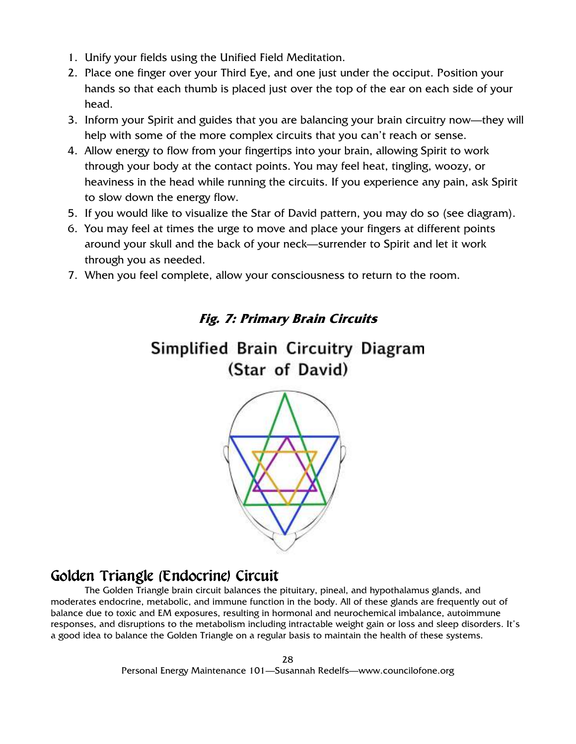1. Unify your fields using the Unified Field Meditation.
2. Place one finger over your Third Eye, and one just under the occiput. Position your hands so that each thumb is placed just over the top of the ear on each side of your head.
3. Inform your Spirit and guides that you are balancing your brain circuitry now—they will help with some of the more complex circuits that you can't reach or sense.
4. Allow energy to flow from your fingertips into your brain, allowing Spirit to work through your body at the contact points. You may feel heat, tingling, woozy, or heaviness in the head while running the circuits. If you experience any pain, ask Spirit to slow down the energy flow.
5. If you would like to visualize the Star of David pattern, you may do so (see diagram).
6. You may feel at times the urge to move and place your fingers at different points around your skull and the back of your neck—surrender to Spirit and let it work through you as needed.
7. When you feel complete, allow your consciousness to return to the room.

***Fig. 7: Primary Brain Circuits***

Simplified Brain Circuitry Diagram
(Star of David)

## Golden Triangle (Endocrine) Circuit

The Golden Triangle brain circuit balances the pituitary, pineal, and hypothalamus glands, and moderates endocrine, metabolic, and immune function in the body. All of these glands are frequently out of balance due to toxic and EM exposures, resulting in hormonal and neurochemical imbalance, autoimmune responses, and disruptions to the metabolism including intractable weight gain or loss and sleep disorders. It's a good idea to balance the Golden Triangle on a regular basis to maintain the health of these systems.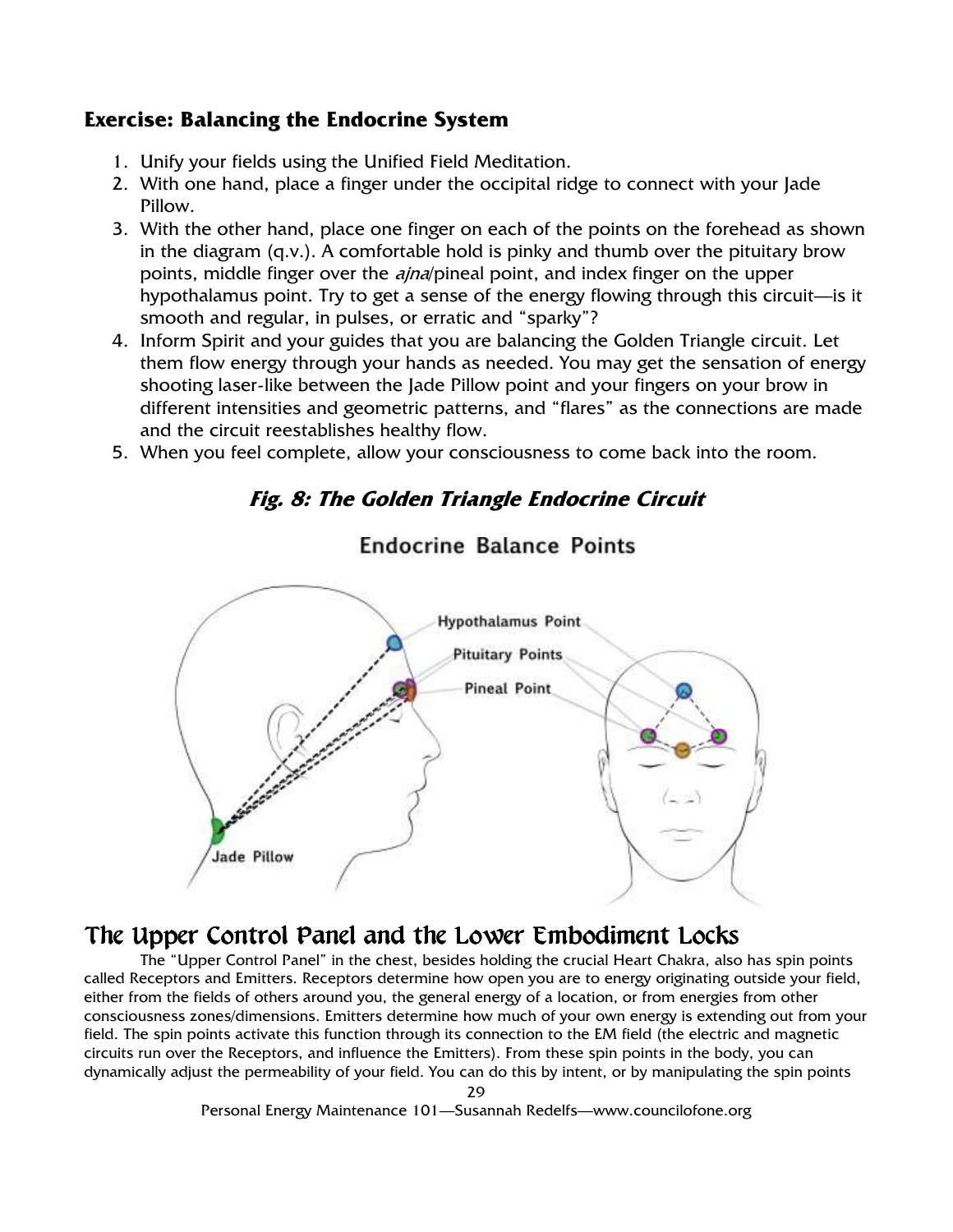### Exercise: Balancing the Endocrine System

1. Unify your fields using the Unified Field Meditation.
2. With one hand, place a finger under the occipital ridge to connect with your Jade Pillow.
3. With the other hand, place one finger on each of the points on the forehead as shown in the diagram (q.v.). A comfortable hold is pinky and thumb over the pituitary brow points, middle finger over the *ajna*/pineal point, and index finger on the upper hypothalamus point. Try to get a sense of the energy flowing through this circuit—is it smooth and regular, in pulses, or erratic and "sparky"?
4. Inform Spirit and your guides that you are balancing the Golden Triangle circuit. Let them flow energy through your hands as needed. You may get the sensation of energy shooting laser-like between the Jade Pillow point and your fingers on your brow in different intensities and geometric patterns, and "flares" as the connections are made and the circuit reestablishes healthy flow.
5. When you feel complete, allow your consciousness to come back into the room.

***Fig. 8: The Golden Triangle Endocrine Circuit***

Endocrine Balance Points

Hypothalamus Point

Pituitary Points

Pineal Point

Jade Pillow

## The Upper Control Panel and the Lower Embodiment Locks

The "Upper Control Panel" in the chest, besides holding the crucial Heart Chakra, also has spin points called Receptors and Emitters. Receptors determine how open you are to energy originating outside your field, either from the fields of others around you, the general energy of a location, or from energies from other consciousness zones/dimensions. Emitters determine how much of your own energy is extending out from your field. The spin points activate this function through its connection to the EM field (the electric and magnetic circuits run over the Receptors, and influence the Emitters). From these spin points in the body, you can dynamically adjust the permeability of your field. You can do this by intent, or by manipulating the spin points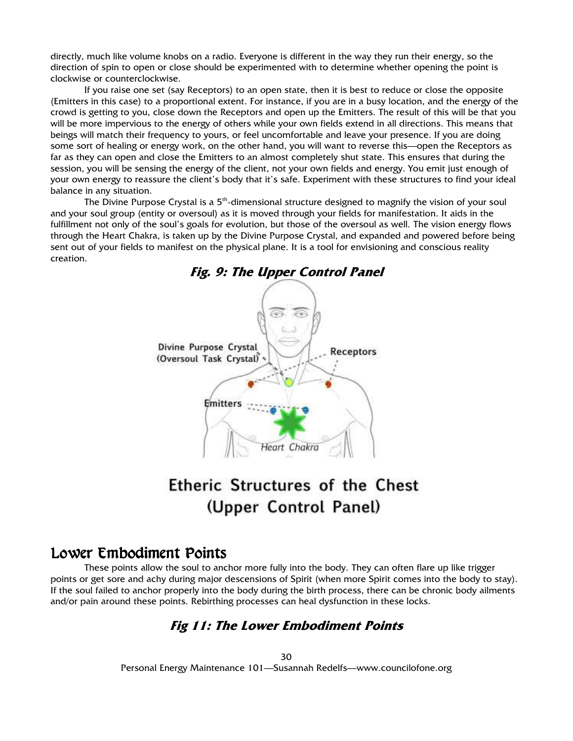directly, much like volume knobs on a radio. Everyone is different in the way they run their energy, so the direction of spin to open or close should be experimented with to determine whether opening the point is clockwise or counterclockwise.

If you raise one set (say Receptors) to an open state, then it is best to reduce or close the opposite (Emitters in this case) to a proportional extent. For instance, if you are in a busy location, and the energy of the crowd is getting to you, close down the Receptors and open up the Emitters. The result of this will be that you will be more impervious to the energy of others while your own fields extend in all directions. This means that beings will match their frequency to yours, or feel uncomfortable and leave your presence. If you are doing some sort of healing or energy work, on the other hand, you will want to reverse this—open the Receptors as far as they can open and close the Emitters to an almost completely shut state. This ensures that during the session, you will be sensing the energy of the client, not your own fields and energy. You emit just enough of your own energy to reassure the client's body that it's safe. Experiment with these structures to find your ideal balance in any situation.

The Divine Purpose Crystal is a 5th-dimensional structure designed to magnify the vision of your soul and your soul group (entity or oversoul) as it is moved through your fields for manifestation. It aids in the fulfillment not only of the soul's goals for evolution, but those of the oversoul as well. The vision energy flows through the Heart Chakra, is taken up by the Divine Purpose Crystal, and expanded and powered before being sent out of your fields to manifest on the physical plane. It is a tool for envisioning and conscious reality creation.

### *Fig. 9: The Upper Control Panel*

Divine Purpose Crystal (Oversoul Task Crystal)

Receptors

Emitters

Heart Chakra

Etheric Structures of the Chest (Upper Control Panel)

## Lower Embodiment Points

These points allow the soul to anchor more fully into the body. They can often flare up like trigger points or get sore and achy during major descensions of Spirit (when more Spirit comes into the body to stay). If the soul failed to anchor properly into the body during the birth process, there can be chronic body ailments and/or pain around these points. Rebirthing processes can heal dysfunction in these locks.

### *Fig 11: The Lower Embodiment Points*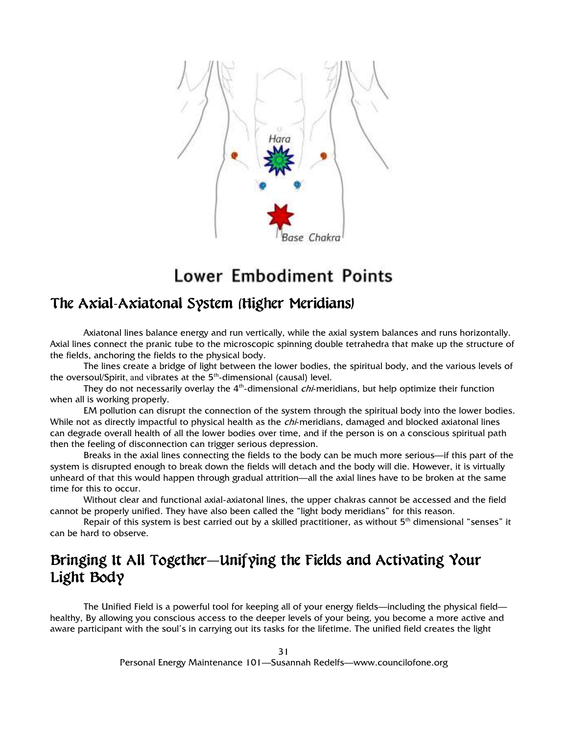Hara

Base Chakra

# Lower Embodiment Points

## The Axial-Axiatonal System (Higher Meridians)

Axiatonal lines balance energy and run vertically, while the axial system balances and runs horizontally. Axial lines connect the pranic tube to the microscopic spinning double tetrahedra that make up the structure of the fields, anchoring the fields to the physical body.

The lines create a bridge of light between the lower bodies, the spiritual body, and the various levels of the oversoul/Spirit, and vibrates at the 5th-dimensional (causal) level.

They do not necessarily overlay the 4th-dimensional *chi*-meridians, but help optimize their function when all is working properly.

EM pollution can disrupt the connection of the system through the spiritual body into the lower bodies. While not as directly impactful to physical health as the *chi*-meridians, damaged and blocked axiatonal lines can degrade overall health of all the lower bodies over time, and if the person is on a conscious spiritual path then the feeling of disconnection can trigger serious depression.

Breaks in the axial lines connecting the fields to the body can be much more serious—if this part of the system is disrupted enough to break down the fields will detach and the body will die. However, it is virtually unheard of that this would happen through gradual attrition—all the axial lines have to be broken at the same time for this to occur.

Without clear and functional axial-axiatonal lines, the upper chakras cannot be accessed and the field cannot be properly unified. They have also been called the "light body meridians" for this reason.

Repair of this system is best carried out by a skilled practitioner, as without 5th dimensional "senses" it can be hard to observe.

## Bringing It All Together—Unifying the Fields and Activating Your Light Body

The Unified Field is a powerful tool for keeping all of your energy fields—including the physical field—healthy, By allowing you conscious access to the deeper levels of your being, you become a more active and aware participant with the soul's in carrying out its tasks for the lifetime. The unified field creates the light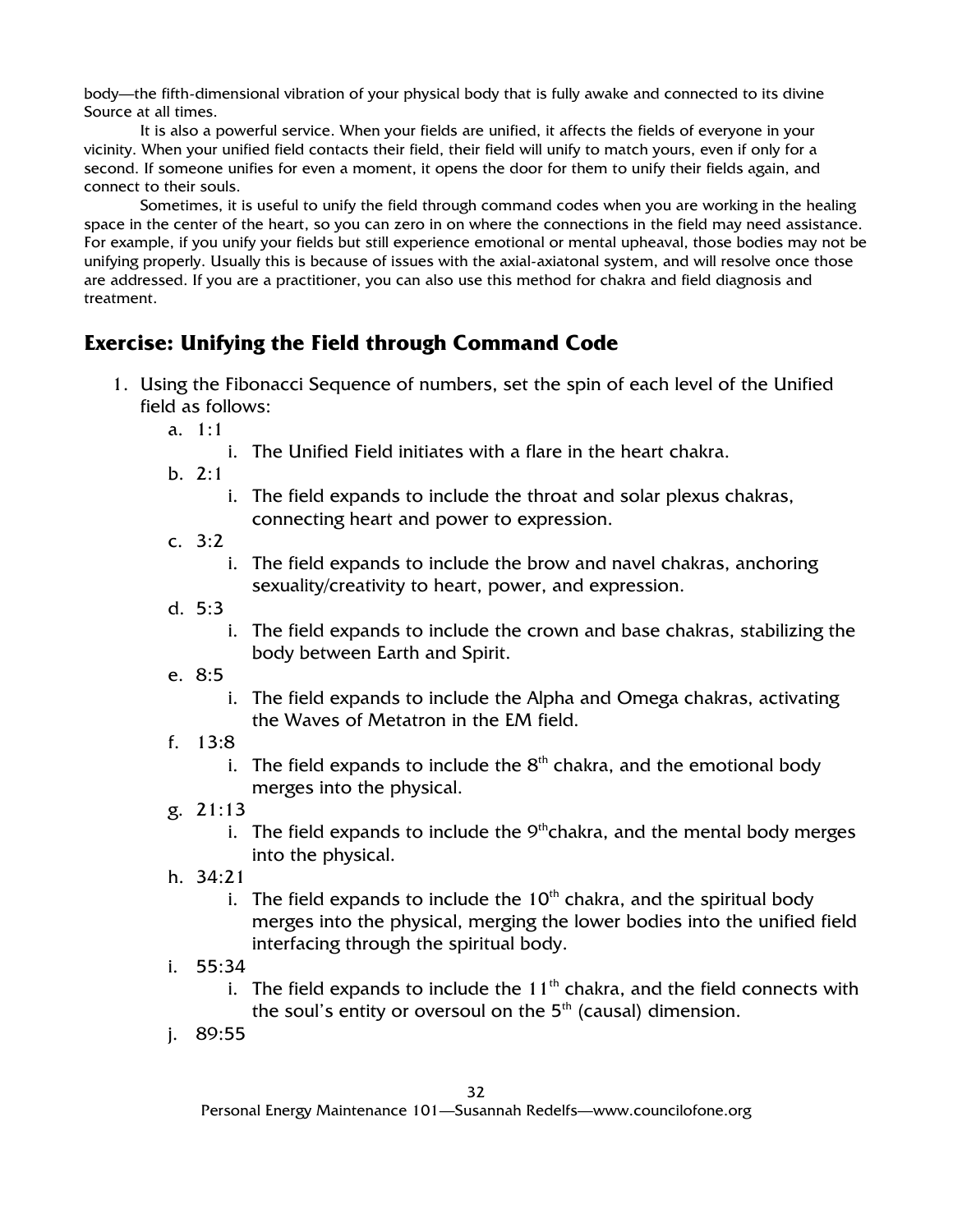body—the fifth-dimensional vibration of your physical body that is fully awake and connected to its divine Source at all times.

It is also a powerful service. When your fields are unified, it affects the fields of everyone in your vicinity. When your unified field contacts their field, their field will unify to match yours, even if only for a second. If someone unifies for even a moment, it opens the door for them to unify their fields again, and connect to their souls.

Sometimes, it is useful to unify the field through command codes when you are working in the healing space in the center of the heart, so you can zero in on where the connections in the field may need assistance. For example, if you unify your fields but still experience emotional or mental upheaval, those bodies may not be unifying properly. Usually this is because of issues with the axial-axiatonal system, and will resolve once those are addressed. If you are a practitioner, you can also use this method for chakra and field diagnosis and treatment.

## Exercise: Unifying the Field through Command Code

1. Using the Fibonacci Sequence of numbers, set the spin of each level of the Unified field as follows:
   a. 1:1
      i. The Unified Field initiates with a flare in the heart chakra.
   b. 2:1
      i. The field expands to include the throat and solar plexus chakras, connecting heart and power to expression.
   c. 3:2
      i. The field expands to include the brow and navel chakras, anchoring sexuality/creativity to heart, power, and expression.
   d. 5:3
      i. The field expands to include the crown and base chakras, stabilizing the body between Earth and Spirit.
   e. 8:5
      i. The field expands to include the Alpha and Omega chakras, activating the Waves of Metatron in the EM field.
   f. 13:8
      i. The field expands to include the 8th chakra, and the emotional body merges into the physical.
   g. 21:13
      i. The field expands to include the 9th chakra, and the mental body merges into the physical.
   h. 34:21
      i. The field expands to include the 10th chakra, and the spiritual body merges into the physical, merging the lower bodies into the unified field interfacing through the spiritual body.
   i. 55:34
      i. The field expands to include the 11th chakra, and the field connects with the soul's entity or oversoul on the 5th (causal) dimension.
   j. 89:55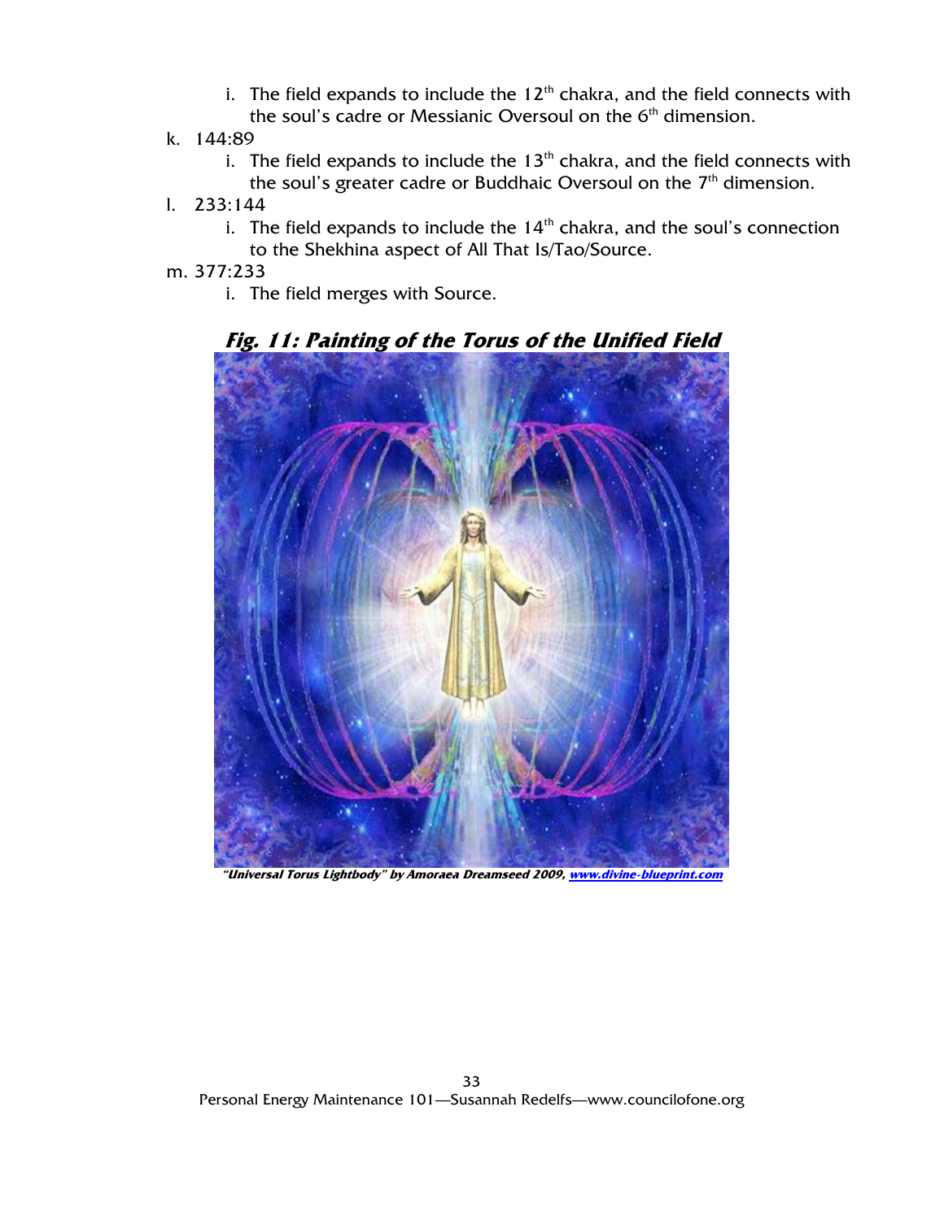i. The field expands to include the 12th chakra, and the field connects with the soul's cadre or Messianic Oversoul on the 6th dimension.

k. 144:89
   i. The field expands to include the 13th chakra, and the field connects with the soul's greater cadre or Buddhaic Oversoul on the 7th dimension.

l. 233:144
   i. The field expands to include the 14th chakra, and the soul's connection to the Shekhina aspect of All That Is/Tao/Source.

m. 377:233
   i. The field merges with Source.

***Fig. 11: Painting of the Torus of the Unified Field***

***"Universal Torus Lightbody" by Amoraea Dreamseed 2009, [www.divine-blueprint.com](http://www.divine-blueprint.com)***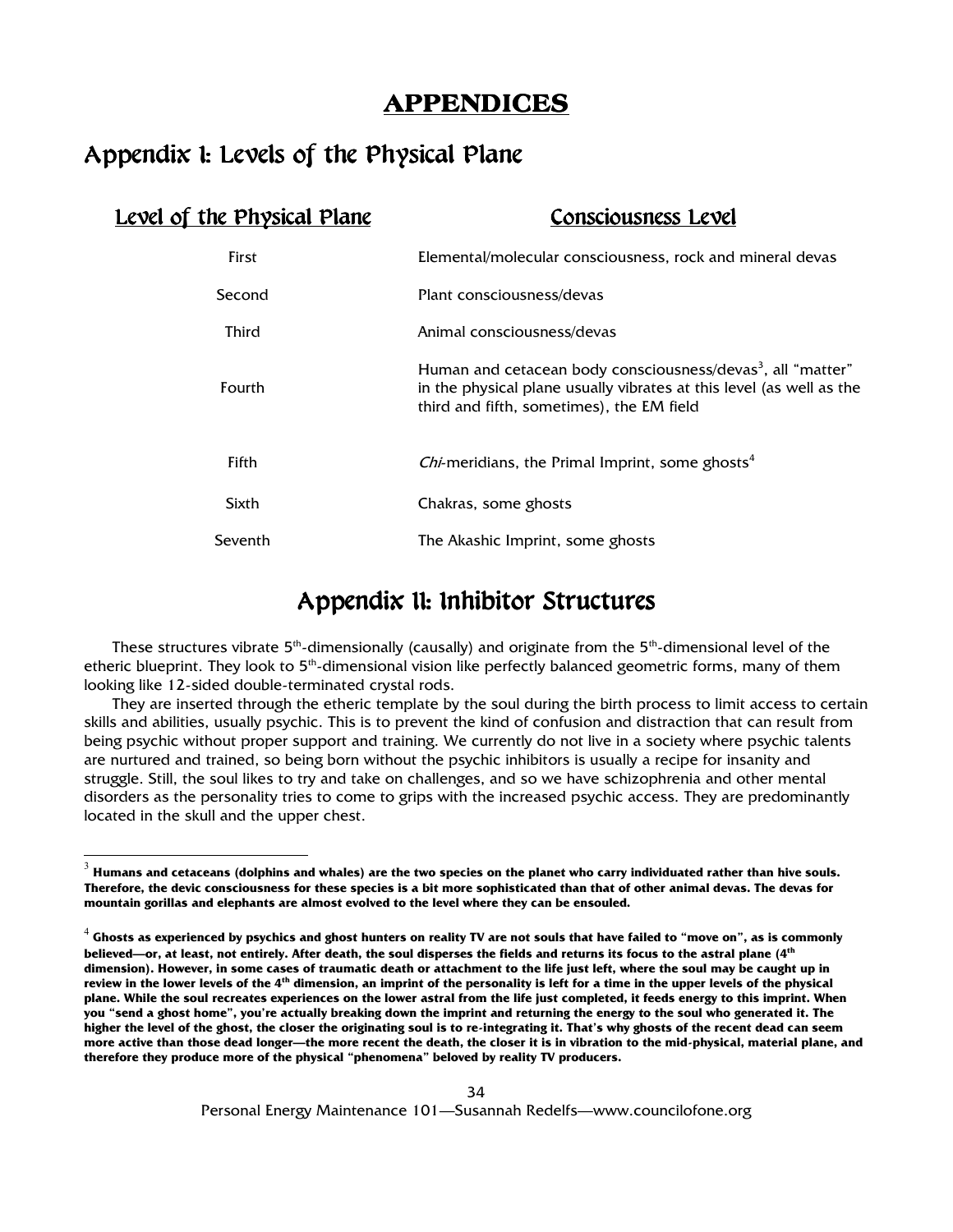# APPENDICES

## Appendix I: Levels of the Physical Plane

| Level of the Physical Plane | Consciousness Level |
|---|---|
| First | Elemental/molecular consciousness, rock and mineral devas |
| Second | Plant consciousness/devas |
| Third | Animal consciousness/devas |
| Fourth | Human and cetacean body consciousness/devas[3], all "matter" in the physical plane usually vibrates at this level (as well as the third and fifth, sometimes), the EM field |
| Fifth | *Chi*-meridians, the Primal Imprint, some ghosts[4] |
| Sixth | Chakras, some ghosts |
| Seventh | The Akashic Imprint, some ghosts |

## Appendix II: Inhibitor Structures

These structures vibrate 5th-dimensionally (causally) and originate from the 5th-dimensional level of the etheric blueprint. They look to 5th-dimensional vision like perfectly balanced geometric forms, many of them looking like 12-sided double-terminated crystal rods.

They are inserted through the etheric template by the soul during the birth process to limit access to certain skills and abilities, usually psychic. This is to prevent the kind of confusion and distraction that can result from being psychic without proper support and training. We currently do not live in a society where psychic talents are nurtured and trained, so being born without the psychic inhibitors is usually a recipe for insanity and struggle. Still, the soul likes to try and take on challenges, and so we have schizophrenia and other mental disorders as the personality tries to come to grips with the increased psychic access. They are predominantly located in the skull and the upper chest.

---

[3] **Humans and cetaceans (dolphins and whales) are the two species on the planet who carry individuated rather than hive souls. Therefore, the devic consciousness for these species is a bit more sophisticated than that of other animal devas. The devas for mountain gorillas and elephants are almost evolved to the level where they can be ensouled.**

[4] **Ghosts as experienced by psychics and ghost hunters on reality TV are not souls that have failed to "move on", as is commonly believed—or, at least, not entirely. After death, the soul disperses the fields and returns its focus to the astral plane (4th dimension). However, in some cases of traumatic death or attachment to the life just left, where the soul may be caught up in review in the lower levels of the 4th dimension, an imprint of the personality is left for a time in the upper levels of the physical plane. While the soul recreates experiences on the lower astral from the life just completed, it feeds energy to this imprint. When you "send a ghost home", you're actually breaking down the imprint and returning the energy to the soul who generated it. The higher the level of the ghost, the closer the originating soul is to re-integrating it. That's why ghosts of the recent dead can seem more active than those dead longer—the more recent the death, the closer it is in vibration to the mid-physical, material plane, and therefore they produce more of the physical "phenomena" beloved by reality TV producers.**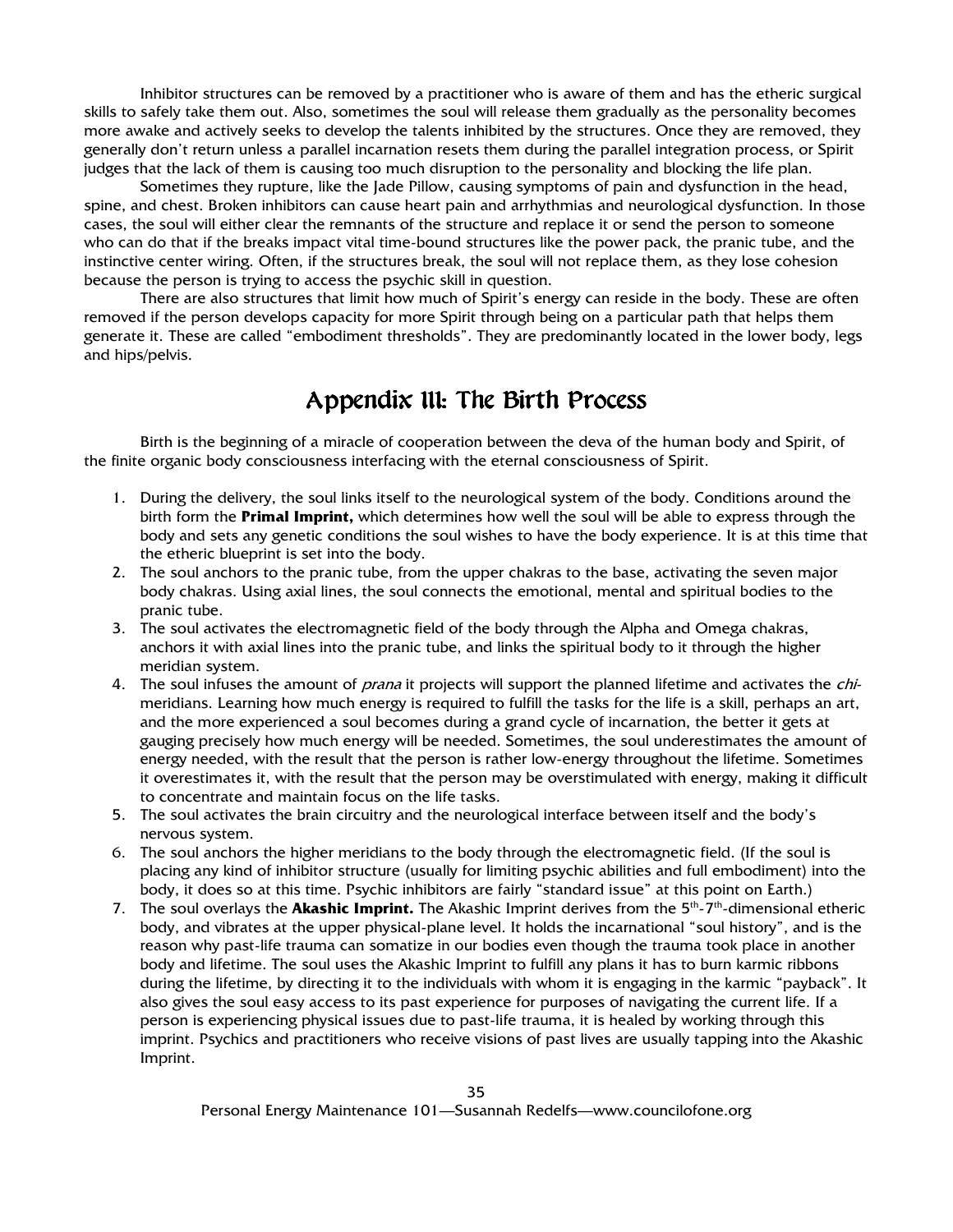Inhibitor structures can be removed by a practitioner who is aware of them and has the etheric surgical skills to safely take them out. Also, sometimes the soul will release them gradually as the personality becomes more awake and actively seeks to develop the talents inhibited by the structures. Once they are removed, they generally don't return unless a parallel incarnation resets them during the parallel integration process, or Spirit judges that the lack of them is causing too much disruption to the personality and blocking the life plan.

Sometimes they rupture, like the Jade Pillow, causing symptoms of pain and dysfunction in the head, spine, and chest. Broken inhibitors can cause heart pain and arrhythmias and neurological dysfunction. In those cases, the soul will either clear the remnants of the structure and replace it or send the person to someone who can do that if the breaks impact vital time-bound structures like the power pack, the pranic tube, and the instinctive center wiring. Often, if the structures break, the soul will not replace them, as they lose cohesion because the person is trying to access the psychic skill in question.

There are also structures that limit how much of Spirit's energy can reside in the body. These are often removed if the person develops capacity for more Spirit through being on a particular path that helps them generate it. These are called "embodiment thresholds". They are predominantly located in the lower body, legs and hips/pelvis.

# Appendix III: The Birth Process

Birth is the beginning of a miracle of cooperation between the deva of the human body and Spirit, of the finite organic body consciousness interfacing with the eternal consciousness of Spirit.

1. During the delivery, the soul links itself to the neurological system of the body. Conditions around the birth form the **Primal Imprint,** which determines how well the soul will be able to express through the body and sets any genetic conditions the soul wishes to have the body experience. It is at this time that the etheric blueprint is set into the body.
2. The soul anchors to the pranic tube, from the upper chakras to the base, activating the seven major body chakras. Using axial lines, the soul connects the emotional, mental and spiritual bodies to the pranic tube.
3. The soul activates the electromagnetic field of the body through the Alpha and Omega chakras, anchors it with axial lines into the pranic tube, and links the spiritual body to it through the higher meridian system.
4. The soul infuses the amount of *prana* it projects will support the planned lifetime and activates the *chi*-meridians. Learning how much energy is required to fulfill the tasks for the life is a skill, perhaps an art, and the more experienced a soul becomes during a grand cycle of incarnation, the better it gets at gauging precisely how much energy will be needed. Sometimes, the soul underestimates the amount of energy needed, with the result that the person is rather low-energy throughout the lifetime. Sometimes it overestimates it, with the result that the person may be overstimulated with energy, making it difficult to concentrate and maintain focus on the life tasks.
5. The soul activates the brain circuitry and the neurological interface between itself and the body's nervous system.
6. The soul anchors the higher meridians to the body through the electromagnetic field. (If the soul is placing any kind of inhibitor structure (usually for limiting psychic abilities and full embodiment) into the body, it does so at this time. Psychic inhibitors are fairly "standard issue" at this point on Earth.)
7. The soul overlays the **Akashic Imprint.** The Akashic Imprint derives from the 5th-7th-dimensional etheric body, and vibrates at the upper physical-plane level. It holds the incarnational "soul history", and is the reason why past-life trauma can somatize in our bodies even though the trauma took place in another body and lifetime. The soul uses the Akashic Imprint to fulfill any plans it has to burn karmic ribbons during the lifetime, by directing it to the individuals with whom it is engaging in the karmic "payback". It also gives the soul easy access to its past experience for purposes of navigating the current life. If a person is experiencing physical issues due to past-life trauma, it is healed by working through this imprint. Psychics and practitioners who receive visions of past lives are usually tapping into the Akashic Imprint.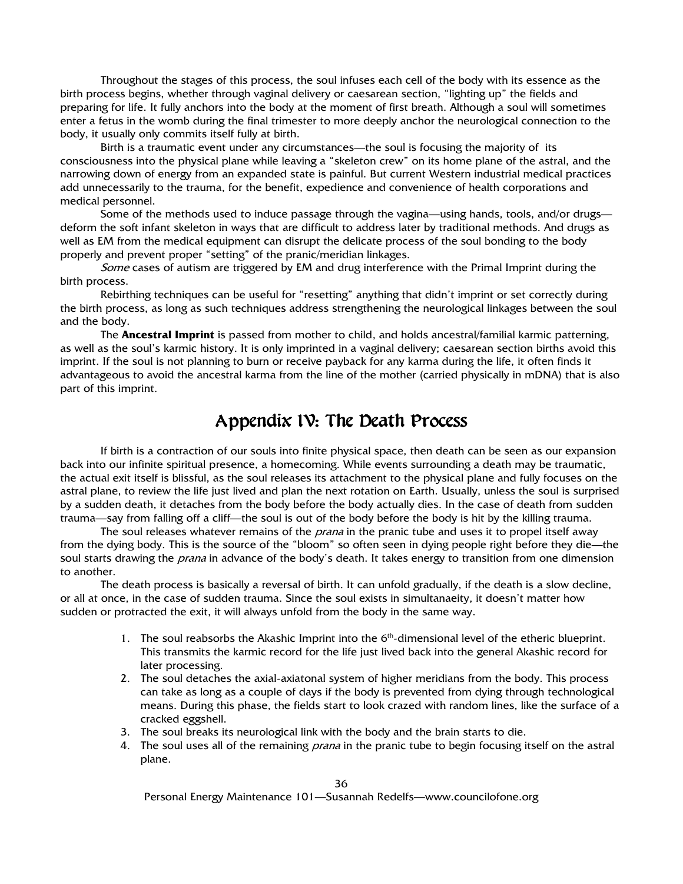Throughout the stages of this process, the soul infuses each cell of the body with its essence as the birth process begins, whether through vaginal delivery or caesarean section, "lighting up" the fields and preparing for life. It fully anchors into the body at the moment of first breath. Although a soul will sometimes enter a fetus in the womb during the final trimester to more deeply anchor the neurological connection to the body, it usually only commits itself fully at birth.

Birth is a traumatic event under any circumstances—the soul is focusing the majority of its consciousness into the physical plane while leaving a "skeleton crew" on its home plane of the astral, and the narrowing down of energy from an expanded state is painful. But current Western industrial medical practices add unnecessarily to the trauma, for the benefit, expedience and convenience of health corporations and medical personnel.

Some of the methods used to induce passage through the vagina—using hands, tools, and/or drugs—deform the soft infant skeleton in ways that are difficult to address later by traditional methods. And drugs as well as EM from the medical equipment can disrupt the delicate process of the soul bonding to the body properly and prevent proper "setting" of the pranic/meridian linkages.

*Some* cases of autism are triggered by EM and drug interference with the Primal Imprint during the birth process.

Rebirthing techniques can be useful for "resetting" anything that didn't imprint or set correctly during the birth process, as long as such techniques address strengthening the neurological linkages between the soul and the body.

The **Ancestral Imprint** is passed from mother to child, and holds ancestral/familial karmic patterning, as well as the soul's karmic history. It is only imprinted in a vaginal delivery; caesarean section births avoid this imprint. If the soul is not planning to burn or receive payback for any karma during the life, it often finds it advantageous to avoid the ancestral karma from the line of the mother (carried physically in mDNA) that is also part of this imprint.

# Appendix IV: The Death Process

If birth is a contraction of our souls into finite physical space, then death can be seen as our expansion back into our infinite spiritual presence, a homecoming. While events surrounding a death may be traumatic, the actual exit itself is blissful, as the soul releases its attachment to the physical plane and fully focuses on the astral plane, to review the life just lived and plan the next rotation on Earth. Usually, unless the soul is surprised by a sudden death, it detaches from the body before the body actually dies. In the case of death from sudden trauma—say from falling off a cliff—the soul is out of the body before the body is hit by the killing trauma.

The soul releases whatever remains of the *prana* in the pranic tube and uses it to propel itself away from the dying body. This is the source of the "bloom" so often seen in dying people right before they die—the soul starts drawing the *prana* in advance of the body's death. It takes energy to transition from one dimension to another.

The death process is basically a reversal of birth. It can unfold gradually, if the death is a slow decline, or all at once, in the case of sudden trauma. Since the soul exists in simultanaeity, it doesn't matter how sudden or protracted the exit, it will always unfold from the body in the same way.

1. The soul reabsorbs the Akashic Imprint into the 6th-dimensional level of the etheric blueprint. This transmits the karmic record for the life just lived back into the general Akashic record for later processing.
2. The soul detaches the axial-axiatonal system of higher meridians from the body. This process can take as long as a couple of days if the body is prevented from dying through technological means. During this phase, the fields start to look crazed with random lines, like the surface of a cracked eggshell.
3. The soul breaks its neurological link with the body and the brain starts to die.
4. The soul uses all of the remaining *prana* in the pranic tube to begin focusing itself on the astral plane.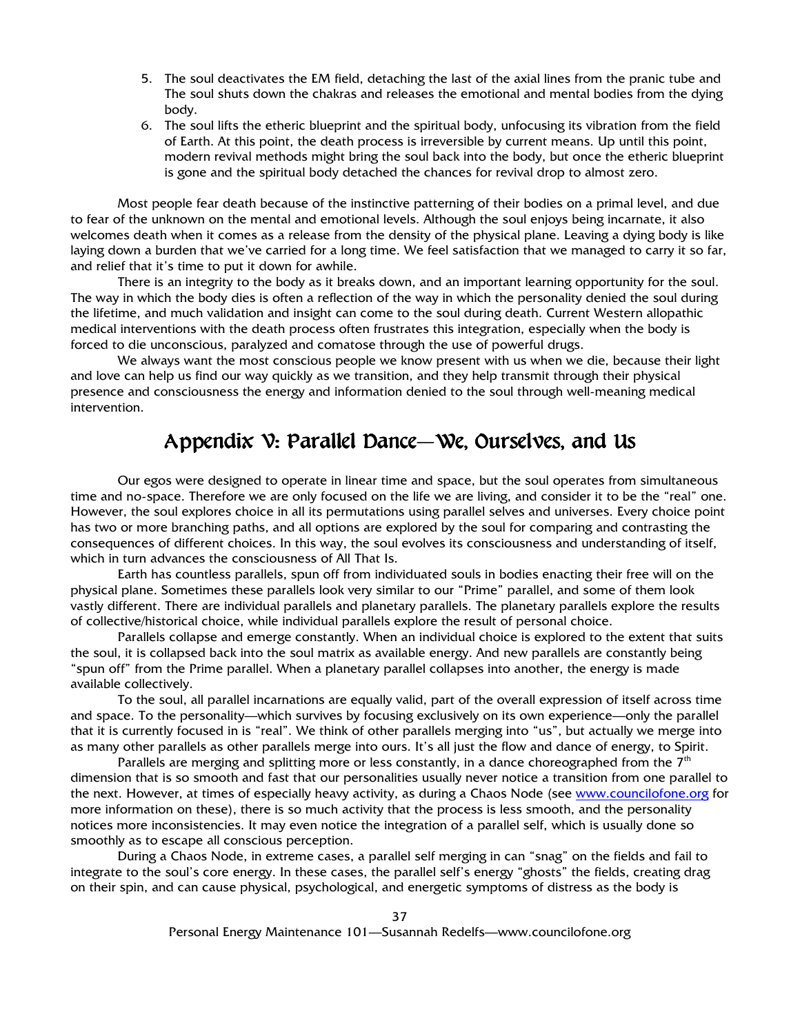5. The soul deactivates the EM field, detaching the last of the axial lines from the pranic tube and The soul shuts down the chakras and releases the emotional and mental bodies from the dying body.
6. The soul lifts the etheric blueprint and the spiritual body, unfocusing its vibration from the field of Earth. At this point, the death process is irreversible by current means. Up until this point, modern revival methods might bring the soul back into the body, but once the etheric blueprint is gone and the spiritual body detached the chances for revival drop to almost zero.

Most people fear death because of the instinctive patterning of their bodies on a primal level, and due to fear of the unknown on the mental and emotional levels. Although the soul enjoys being incarnate, it also welcomes death when it comes as a release from the density of the physical plane. Leaving a dying body is like laying down a burden that we've carried for a long time. We feel satisfaction that we managed to carry it so far, and relief that it's time to put it down for awhile.

There is an integrity to the body as it breaks down, and an important learning opportunity for the soul. The way in which the body dies is often a reflection of the way in which the personality denied the soul during the lifetime, and much validation and insight can come to the soul during death. Current Western allopathic medical interventions with the death process often frustrates this integration, especially when the body is forced to die unconscious, paralyzed and comatose through the use of powerful drugs.

We always want the most conscious people we know present with us when we die, because their light and love can help us find our way quickly as we transition, and they help transmit through their physical presence and consciousness the energy and information denied to the soul through well-meaning medical intervention.

## Appendix V: Parallel Dance—We, Ourselves, and Us

Our egos were designed to operate in linear time and space, but the soul operates from simultaneous time and no-space. Therefore we are only focused on the life we are living, and consider it to be the "real" one. However, the soul explores choice in all its permutations using parallel selves and universes. Every choice point has two or more branching paths, and all options are explored by the soul for comparing and contrasting the consequences of different choices. In this way, the soul evolves its consciousness and understanding of itself, which in turn advances the consciousness of All That Is.

Earth has countless parallels, spun off from individuated souls in bodies enacting their free will on the physical plane. Sometimes these parallels look very similar to our "Prime" parallel, and some of them look vastly different. There are individual parallels and planetary parallels. The planetary parallels explore the results of collective/historical choice, while individual parallels explore the result of personal choice.

Parallels collapse and emerge constantly. When an individual choice is explored to the extent that suits the soul, it is collapsed back into the soul matrix as available energy. And new parallels are constantly being "spun off" from the Prime parallel. When a planetary parallel collapses into another, the energy is made available collectively.

To the soul, all parallel incarnations are equally valid, part of the overall expression of itself across time and space. To the personality—which survives by focusing exclusively on its own experience—only the parallel that it is currently focused in is "real". We think of other parallels merging into "us", but actually we merge into as many other parallels as other parallels merge into ours. It's all just the flow and dance of energy, to Spirit.

Parallels are merging and splitting more or less constantly, in a dance choreographed from the 7th dimension that is so smooth and fast that our personalities usually never notice a transition from one parallel to the next. However, at times of especially heavy activity, as during a Chaos Node (see www.councilofone.org for more information on these), there is so much activity that the process is less smooth, and the personality notices more inconsistencies. It may even notice the integration of a parallel self, which is usually done so smoothly as to escape all conscious perception.

During a Chaos Node, in extreme cases, a parallel self merging in can "snag" on the fields and fail to integrate to the soul's core energy. In these cases, the parallel self's energy "ghosts" the fields, creating drag on their spin, and can cause physical, psychological, and energetic symptoms of distress as the body is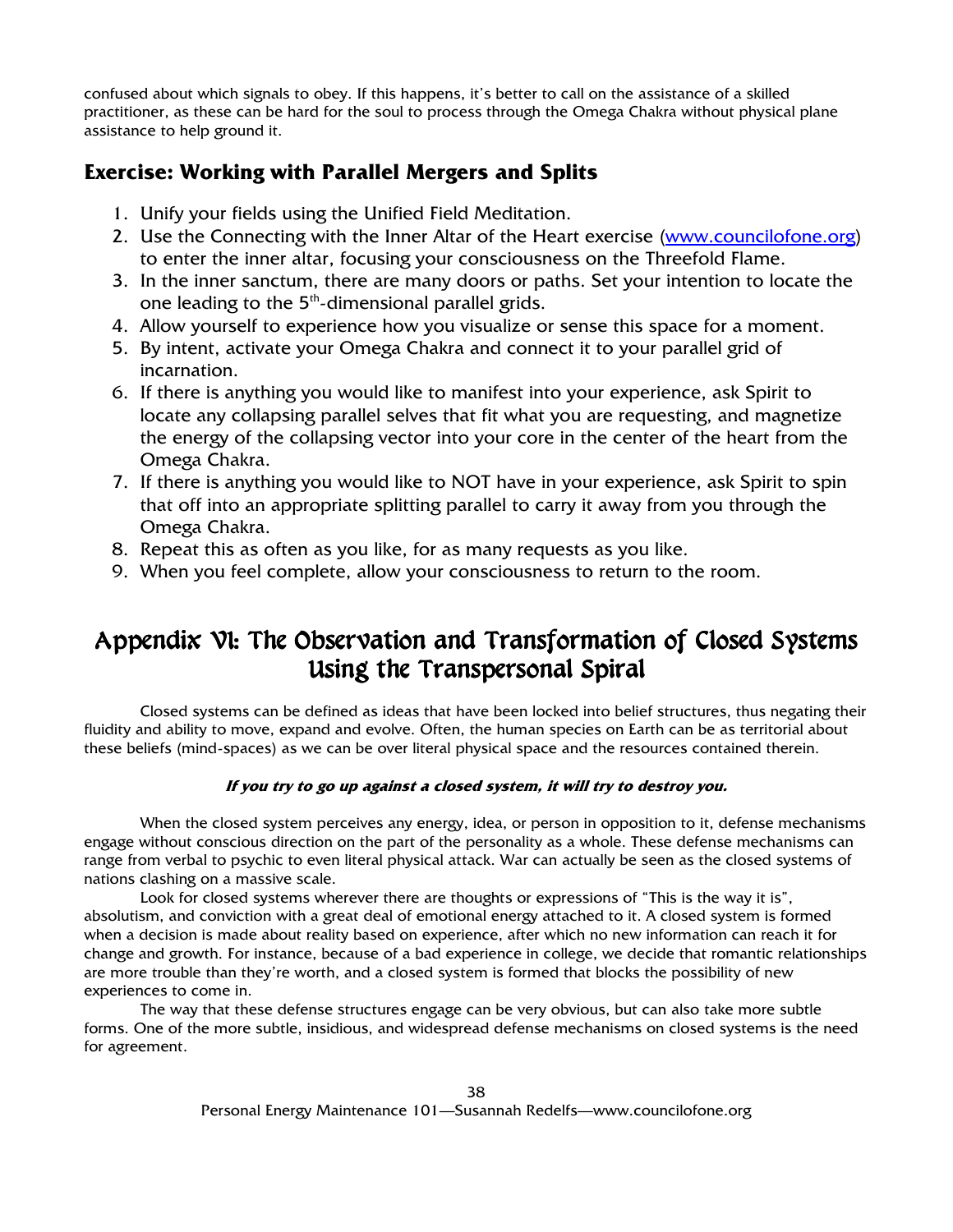confused about which signals to obey. If this happens, it's better to call on the assistance of a skilled practitioner, as these can be hard for the soul to process through the Omega Chakra without physical plane assistance to help ground it.

### Exercise: Working with Parallel Mergers and Splits

1. Unify your fields using the Unified Field Meditation.
2. Use the Connecting with the Inner Altar of the Heart exercise (www.councilofone.org) to enter the inner altar, focusing your consciousness on the Threefold Flame.
3. In the inner sanctum, there are many doors or paths. Set your intention to locate the one leading to the 5th-dimensional parallel grids.
4. Allow yourself to experience how you visualize or sense this space for a moment.
5. By intent, activate your Omega Chakra and connect it to your parallel grid of incarnation.
6. If there is anything you would like to manifest into your experience, ask Spirit to locate any collapsing parallel selves that fit what you are requesting, and magnetize the energy of the collapsing vector into your core in the center of the heart from the Omega Chakra.
7. If there is anything you would like to NOT have in your experience, ask Spirit to spin that off into an appropriate splitting parallel to carry it away from you through the Omega Chakra.
8. Repeat this as often as you like, for as many requests as you like.
9. When you feel complete, allow your consciousness to return to the room.

## Appendix VI: The Observation and Transformation of Closed Systems Using the Transpersonal Spiral

Closed systems can be defined as ideas that have been locked into belief structures, thus negating their fluidity and ability to move, expand and evolve. Often, the human species on Earth can be as territorial about these beliefs (mind-spaces) as we can be over literal physical space and the resources contained therein.

***If you try to go up against a closed system, it will try to destroy you.***

When the closed system perceives any energy, idea, or person in opposition to it, defense mechanisms engage without conscious direction on the part of the personality as a whole. These defense mechanisms can range from verbal to psychic to even literal physical attack. War can actually be seen as the closed systems of nations clashing on a massive scale.

Look for closed systems wherever there are thoughts or expressions of "This is the way it is", absolutism, and conviction with a great deal of emotional energy attached to it. A closed system is formed when a decision is made about reality based on experience, after which no new information can reach it for change and growth. For instance, because of a bad experience in college, we decide that romantic relationships are more trouble than they're worth, and a closed system is formed that blocks the possibility of new experiences to come in.

The way that these defense structures engage can be very obvious, but can also take more subtle forms. One of the more subtle, insidious, and widespread defense mechanisms on closed systems is the need for agreement.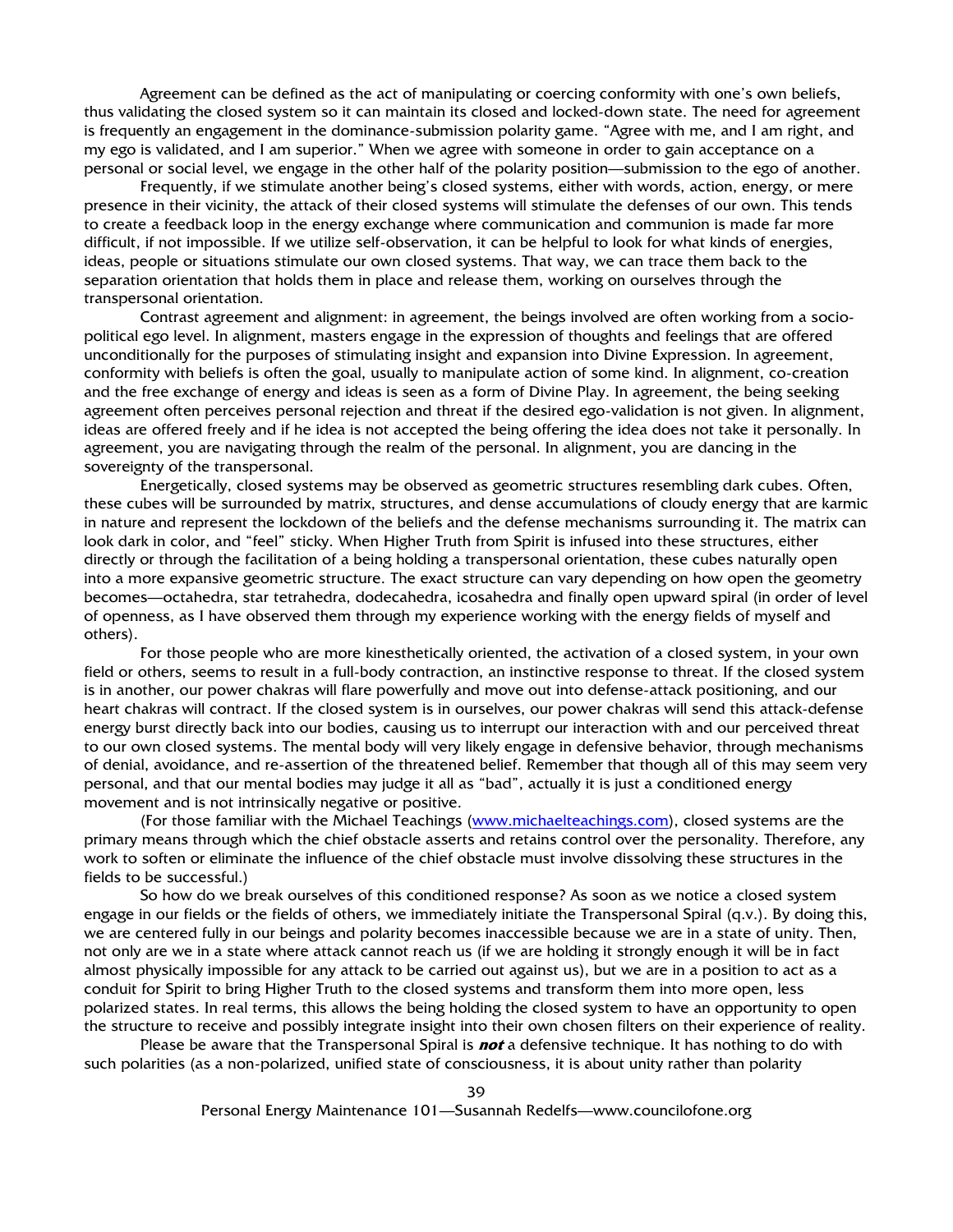Agreement can be defined as the act of manipulating or coercing conformity with one's own beliefs, thus validating the closed system so it can maintain its closed and locked-down state. The need for agreement is frequently an engagement in the dominance-submission polarity game. "Agree with me, and I am right, and my ego is validated, and I am superior." When we agree with someone in order to gain acceptance on a personal or social level, we engage in the other half of the polarity position—submission to the ego of another.

Frequently, if we stimulate another being's closed systems, either with words, action, energy, or mere presence in their vicinity, the attack of their closed systems will stimulate the defenses of our own. This tends to create a feedback loop in the energy exchange where communication and communion is made far more difficult, if not impossible. If we utilize self-observation, it can be helpful to look for what kinds of energies, ideas, people or situations stimulate our own closed systems. That way, we can trace them back to the separation orientation that holds them in place and release them, working on ourselves through the transpersonal orientation.

Contrast agreement and alignment: in agreement, the beings involved are often working from a socio-political ego level. In alignment, masters engage in the expression of thoughts and feelings that are offered unconditionally for the purposes of stimulating insight and expansion into Divine Expression. In agreement, conformity with beliefs is often the goal, usually to manipulate action of some kind. In alignment, co-creation and the free exchange of energy and ideas is seen as a form of Divine Play. In agreement, the being seeking agreement often perceives personal rejection and threat if the desired ego-validation is not given. In alignment, ideas are offered freely and if he idea is not accepted the being offering the idea does not take it personally. In agreement, you are navigating through the realm of the personal. In alignment, you are dancing in the sovereignty of the transpersonal.

Energetically, closed systems may be observed as geometric structures resembling dark cubes. Often, these cubes will be surrounded by matrix, structures, and dense accumulations of cloudy energy that are karmic in nature and represent the lockdown of the beliefs and the defense mechanisms surrounding it. The matrix can look dark in color, and "feel" sticky. When Higher Truth from Spirit is infused into these structures, either directly or through the facilitation of a being holding a transpersonal orientation, these cubes naturally open into a more expansive geometric structure. The exact structure can vary depending on how open the geometry becomes—octahedra, star tetrahedra, dodecahedra, icosahedra and finally open upward spiral (in order of level of openness, as I have observed them through my experience working with the energy fields of myself and others).

For those people who are more kinesthetically oriented, the activation of a closed system, in your own field or others, seems to result in a full-body contraction, an instinctive response to threat. If the closed system is in another, our power chakras will flare powerfully and move out into defense-attack positioning, and our heart chakras will contract. If the closed system is in ourselves, our power chakras will send this attack-defense energy burst directly back into our bodies, causing us to interrupt our interaction with and our perceived threat to our own closed systems. The mental body will very likely engage in defensive behavior, through mechanisms of denial, avoidance, and re-assertion of the threatened belief. Remember that though all of this may seem very personal, and that our mental bodies may judge it all as "bad", actually it is just a conditioned energy movement and is not intrinsically negative or positive.

(For those familiar with the Michael Teachings (www.michaelteachings.com), closed systems are the primary means through which the chief obstacle asserts and retains control over the personality. Therefore, any work to soften or eliminate the influence of the chief obstacle must involve dissolving these structures in the fields to be successful.)

So how do we break ourselves of this conditioned response? As soon as we notice a closed system engage in our fields or the fields of others, we immediately initiate the Transpersonal Spiral (q.v.). By doing this, we are centered fully in our beings and polarity becomes inaccessible because we are in a state of unity. Then, not only are we in a state where attack cannot reach us (if we are holding it strongly enough it will be in fact almost physically impossible for any attack to be carried out against us), but we are in a position to act as a conduit for Spirit to bring Higher Truth to the closed systems and transform them into more open, less polarized states. In real terms, this allows the being holding the closed system to have an opportunity to open the structure to receive and possibly integrate insight into their own chosen filters on their experience of reality.

Please be aware that the Transpersonal Spiral is ***not*** a defensive technique. It has nothing to do with such polarities (as a non-polarized, unified state of consciousness, it is about unity rather than polarity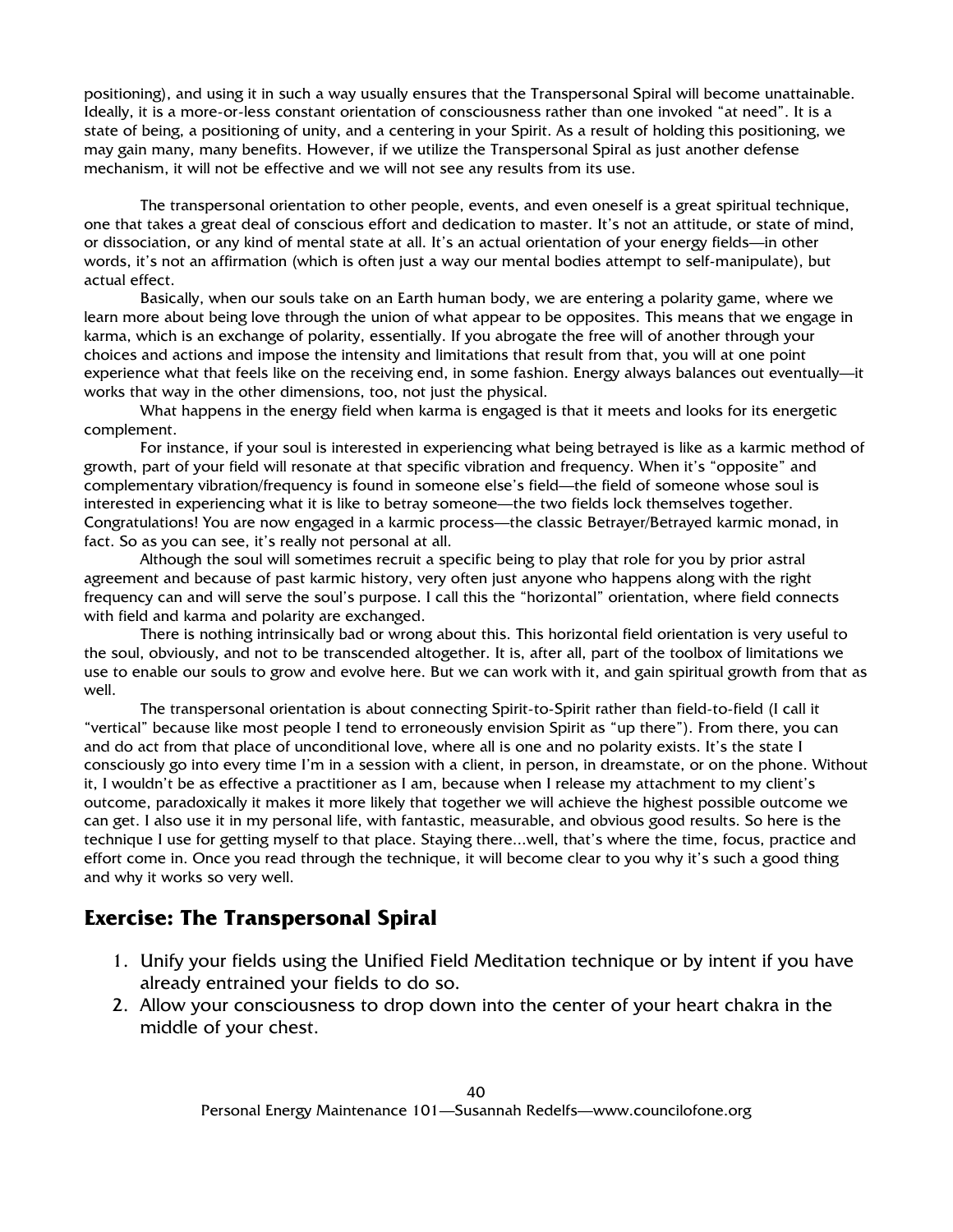positioning), and using it in such a way usually ensures that the Transpersonal Spiral will become unattainable. Ideally, it is a more-or-less constant orientation of consciousness rather than one invoked "at need". It is a state of being, a positioning of unity, and a centering in your Spirit. As a result of holding this positioning, we may gain many, many benefits. However, if we utilize the Transpersonal Spiral as just another defense mechanism, it will not be effective and we will not see any results from its use.

The transpersonal orientation to other people, events, and even oneself is a great spiritual technique, one that takes a great deal of conscious effort and dedication to master. It's not an attitude, or state of mind, or dissociation, or any kind of mental state at all. It's an actual orientation of your energy fields—in other words, it's not an affirmation (which is often just a way our mental bodies attempt to self-manipulate), but actual effect.

Basically, when our souls take on an Earth human body, we are entering a polarity game, where we learn more about being love through the union of what appear to be opposites. This means that we engage in karma, which is an exchange of polarity, essentially. If you abrogate the free will of another through your choices and actions and impose the intensity and limitations that result from that, you will at one point experience what that feels like on the receiving end, in some fashion. Energy always balances out eventually—it works that way in the other dimensions, too, not just the physical.

What happens in the energy field when karma is engaged is that it meets and looks for its energetic complement.

For instance, if your soul is interested in experiencing what being betrayed is like as a karmic method of growth, part of your field will resonate at that specific vibration and frequency. When it's "opposite" and complementary vibration/frequency is found in someone else's field—the field of someone whose soul is interested in experiencing what it is like to betray someone—the two fields lock themselves together. Congratulations! You are now engaged in a karmic process—the classic Betrayer/Betrayed karmic monad, in fact. So as you can see, it's really not personal at all.

Although the soul will sometimes recruit a specific being to play that role for you by prior astral agreement and because of past karmic history, very often just anyone who happens along with the right frequency can and will serve the soul's purpose. I call this the "horizontal" orientation, where field connects with field and karma and polarity are exchanged.

There is nothing intrinsically bad or wrong about this. This horizontal field orientation is very useful to the soul, obviously, and not to be transcended altogether. It is, after all, part of the toolbox of limitations we use to enable our souls to grow and evolve here. But we can work with it, and gain spiritual growth from that as well.

The transpersonal orientation is about connecting Spirit-to-Spirit rather than field-to-field (I call it "vertical" because like most people I tend to erroneously envision Spirit as "up there"). From there, you can and do act from that place of unconditional love, where all is one and no polarity exists. It's the state I consciously go into every time I'm in a session with a client, in person, in dreamstate, or on the phone. Without it, I wouldn't be as effective a practitioner as I am, because when I release my attachment to my client's outcome, paradoxically it makes it more likely that together we will achieve the highest possible outcome we can get. I also use it in my personal life, with fantastic, measurable, and obvious good results. So here is the technique I use for getting myself to that place. Staying there...well, that's where the time, focus, practice and effort come in. Once you read through the technique, it will become clear to you why it's such a good thing and why it works so very well.

## Exercise: The Transpersonal Spiral

1. Unify your fields using the Unified Field Meditation technique or by intent if you have already entrained your fields to do so.
2. Allow your consciousness to drop down into the center of your heart chakra in the middle of your chest.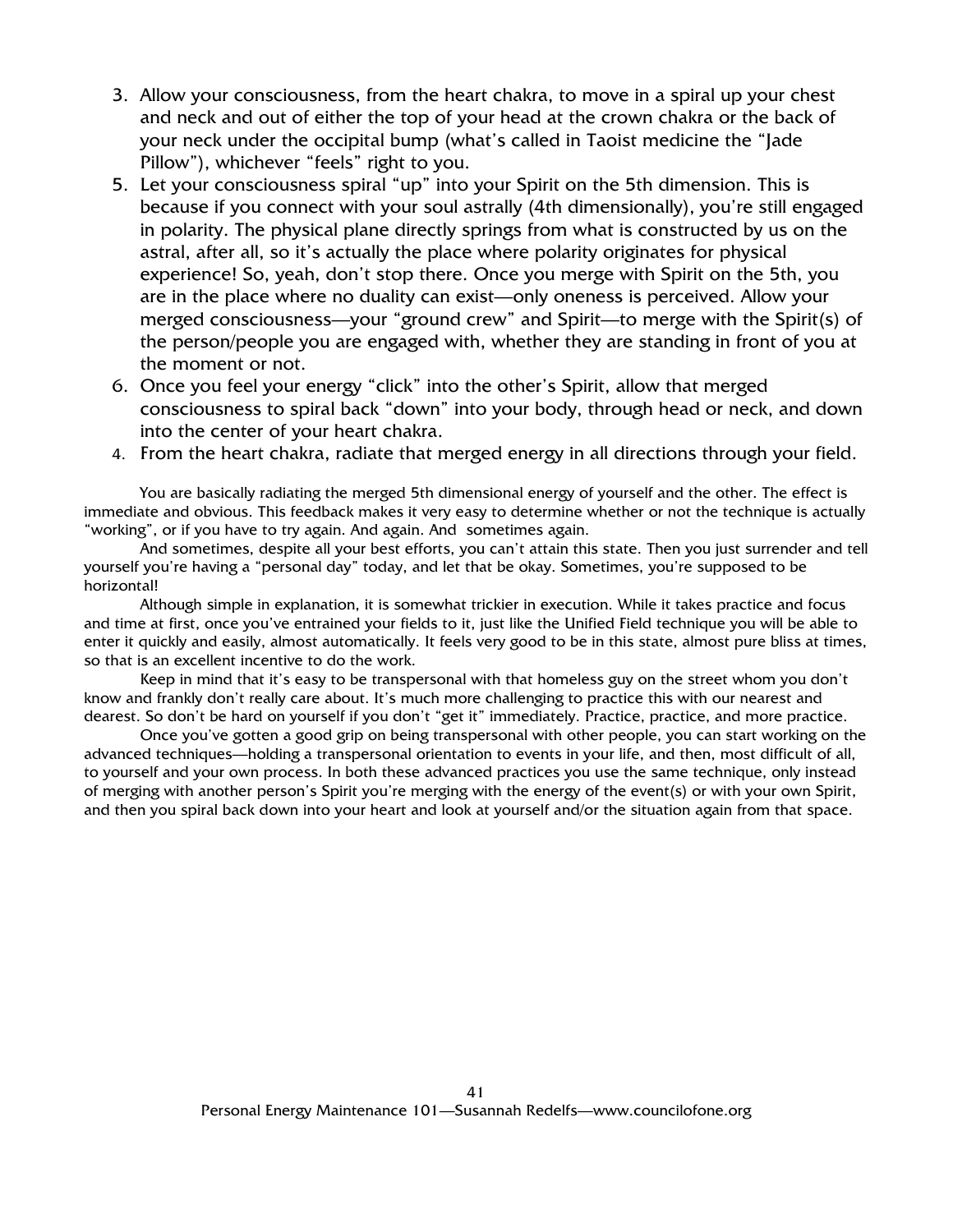3. Allow your consciousness, from the heart chakra, to move in a spiral up your chest and neck and out of either the top of your head at the crown chakra or the back of your neck under the occipital bump (what's called in Taoist medicine the "Jade Pillow"), whichever "feels" right to you.
5. Let your consciousness spiral "up" into your Spirit on the 5th dimension. This is because if you connect with your soul astrally (4th dimensionally), you're still engaged in polarity. The physical plane directly springs from what is constructed by us on the astral, after all, so it's actually the place where polarity originates for physical experience! So, yeah, don't stop there. Once you merge with Spirit on the 5th, you are in the place where no duality can exist—only oneness is perceived. Allow your merged consciousness—your "ground crew" and Spirit—to merge with the Spirit(s) of the person/people you are engaged with, whether they are standing in front of you at the moment or not.
6. Once you feel your energy "click" into the other's Spirit, allow that merged consciousness to spiral back "down" into your body, through head or neck, and down into the center of your heart chakra.
4. From the heart chakra, radiate that merged energy in all directions through your field.

You are basically radiating the merged 5th dimensional energy of yourself and the other. The effect is immediate and obvious. This feedback makes it very easy to determine whether or not the technique is actually "working", or if you have to try again. And again. And sometimes again.

And sometimes, despite all your best efforts, you can't attain this state. Then you just surrender and tell yourself you're having a "personal day" today, and let that be okay. Sometimes, you're supposed to be horizontal!

Although simple in explanation, it is somewhat trickier in execution. While it takes practice and focus and time at first, once you've entrained your fields to it, just like the Unified Field technique you will be able to enter it quickly and easily, almost automatically. It feels very good to be in this state, almost pure bliss at times, so that is an excellent incentive to do the work.

Keep in mind that it's easy to be transpersonal with that homeless guy on the street whom you don't know and frankly don't really care about. It's much more challenging to practice this with our nearest and dearest. So don't be hard on yourself if you don't "get it" immediately. Practice, practice, and more practice.

Once you've gotten a good grip on being transpersonal with other people, you can start working on the advanced techniques—holding a transpersonal orientation to events in your life, and then, most difficult of all, to yourself and your own process. In both these advanced practices you use the same technique, only instead of merging with another person's Spirit you're merging with the energy of the event(s) or with your own Spirit, and then you spiral back down into your heart and look at yourself and/or the situation again from that space.